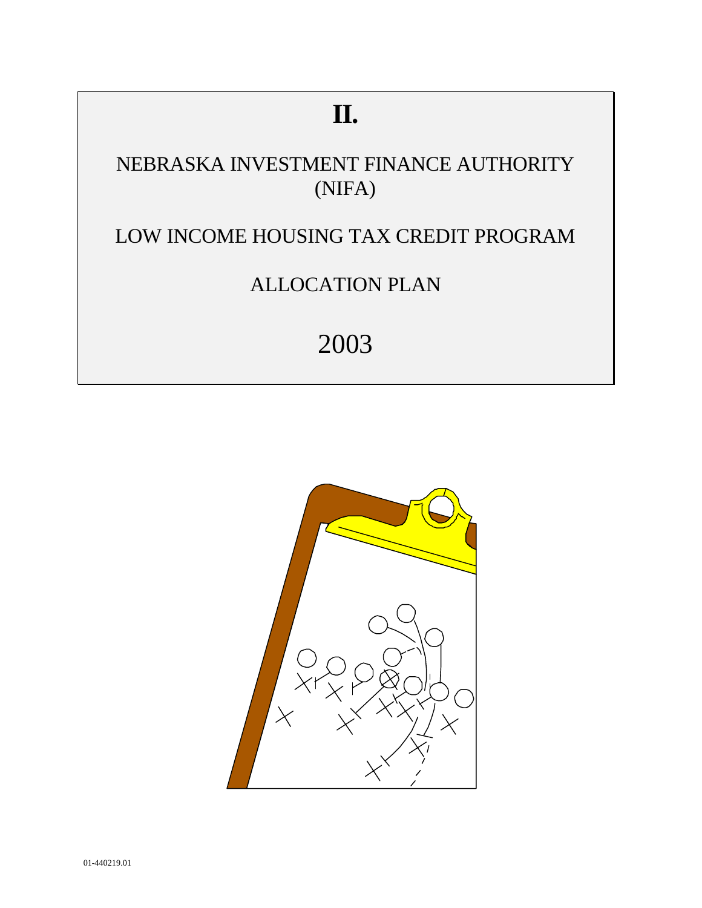# II.

## NEBRASKA INVESTMENT FINANCE AUTHORITY (NIFA)

## LOW INCOME HOUSING TAX CREDIT PROGRAM

## ALLOCATION PLAN

## 2003

01-440219.01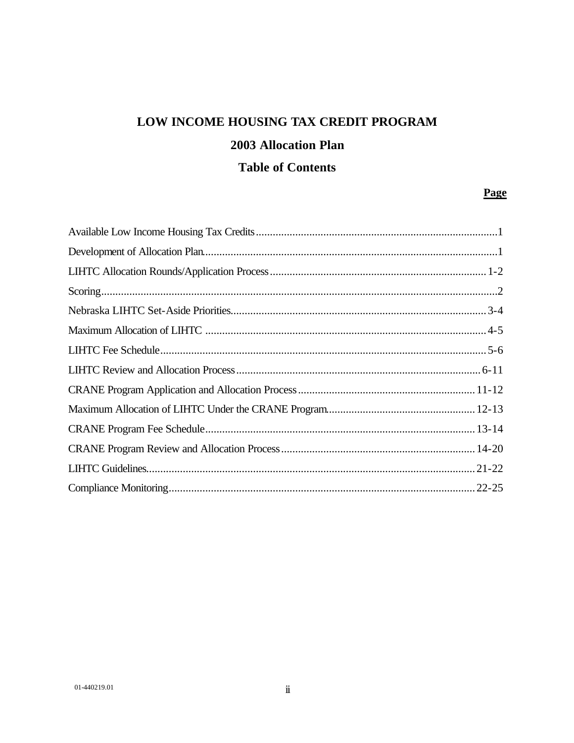# LOW INCOME HOUSING TAX CREDIT PROGRAM

## 2003 Allocation Plan

## Table of Contents

| | **Page** |
|---|---|
| Available Low Income Housing Tax Credits | 1 |
| Development of Allocation Plan | 1 |
| LIHTC Allocation Rounds/Application Process | 1-2 |
| Scoring | 2 |
| Nebraska LIHTC Set-Aside Priorities | 3-4 |
| Maximum Allocation of LIHTC | 4-5 |
| LIHTC Fee Schedule | 5-6 |
| LIHTC Review and Allocation Process | 6-11 |
| CRANE Program Application and Allocation Process | 11-12 |
| Maximum Allocation of LIHTC Under the CRANE Program | 12-13 |
| CRANE Program Fee Schedule | 13-14 |
| CRANE Program Review and Allocation Process | 14-20 |
| LIHTC Guidelines | 21-22 |
| Compliance Monitoring | 22-25 |

01-440219.01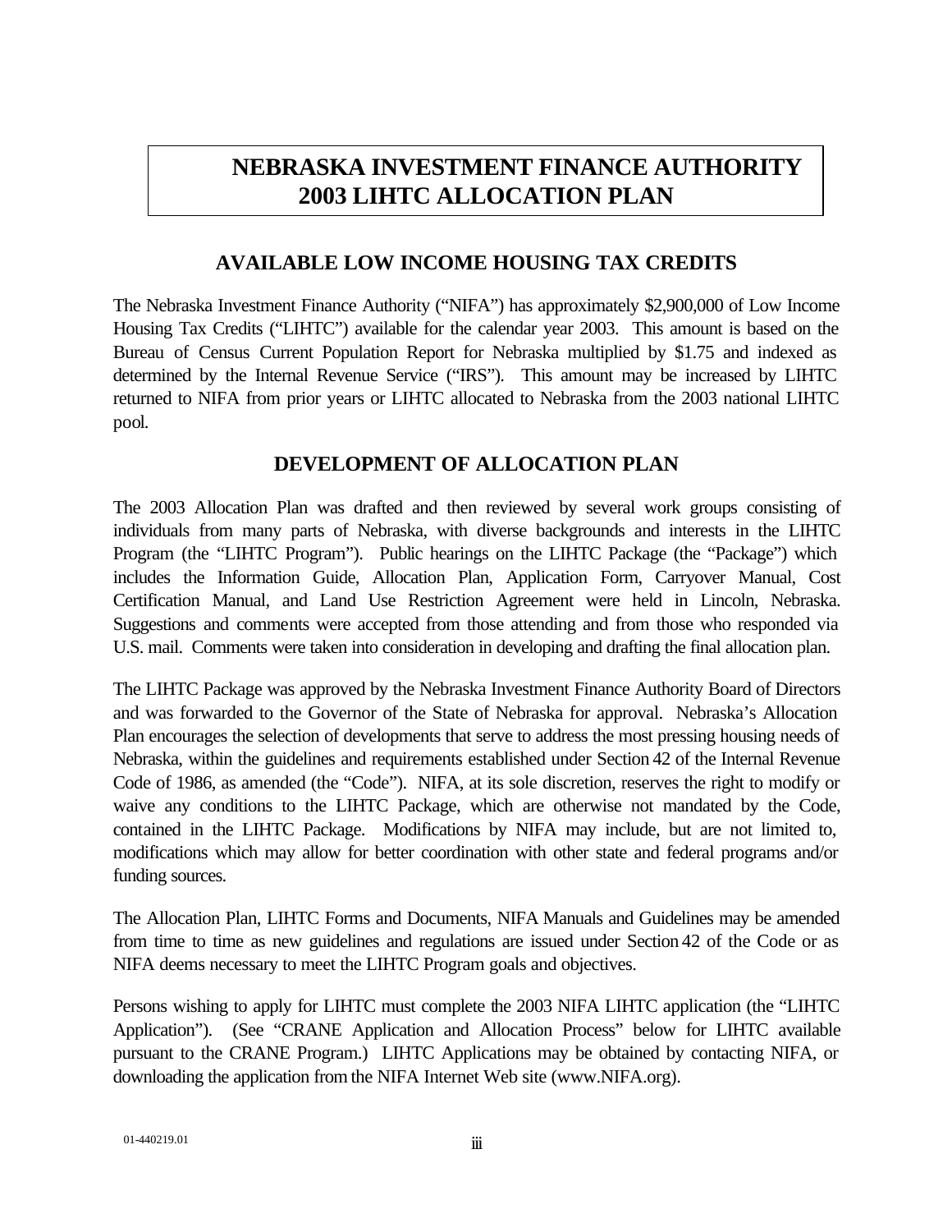# NEBRASKA INVESTMENT FINANCE AUTHORITY 2003 LIHTC ALLOCATION PLAN

## AVAILABLE LOW INCOME HOUSING TAX CREDITS

The Nebraska Investment Finance Authority ("NIFA") has approximately $2,900,000 of Low Income Housing Tax Credits ("LIHTC") available for the calendar year 2003. This amount is based on the Bureau of Census Current Population Report for Nebraska multiplied by $1.75 and indexed as determined by the Internal Revenue Service ("IRS"). This amount may be increased by LIHTC returned to NIFA from prior years or LIHTC allocated to Nebraska from the 2003 national LIHTC pool.

## DEVELOPMENT OF ALLOCATION PLAN

The 2003 Allocation Plan was drafted and then reviewed by several work groups consisting of individuals from many parts of Nebraska, with diverse backgrounds and interests in the LIHTC Program (the "LIHTC Program"). Public hearings on the LIHTC Package (the "Package") which includes the Information Guide, Allocation Plan, Application Form, Carryover Manual, Cost Certification Manual, and Land Use Restriction Agreement were held in Lincoln, Nebraska. Suggestions and comments were accepted from those attending and from those who responded via U.S. mail. Comments were taken into consideration in developing and drafting the final allocation plan.

The LIHTC Package was approved by the Nebraska Investment Finance Authority Board of Directors and was forwarded to the Governor of the State of Nebraska for approval. Nebraska's Allocation Plan encourages the selection of developments that serve to address the most pressing housing needs of Nebraska, within the guidelines and requirements established under Section 42 of the Internal Revenue Code of 1986, as amended (the "Code"). NIFA, at its sole discretion, reserves the right to modify or waive any conditions to the LIHTC Package, which are otherwise not mandated by the Code, contained in the LIHTC Package. Modifications by NIFA may include, but are not limited to, modifications which may allow for better coordination with other state and federal programs and/or funding sources.

The Allocation Plan, LIHTC Forms and Documents, NIFA Manuals and Guidelines may be amended from time to time as new guidelines and regulations are issued under Section 42 of the Code or as NIFA deems necessary to meet the LIHTC Program goals and objectives.

Persons wishing to apply for LIHTC must complete the 2003 NIFA LIHTC application (the "LIHTC Application"). (See "CRANE Application and Allocation Process" below for LIHTC available pursuant to the CRANE Program.) LIHTC Applications may be obtained by contacting NIFA, or downloading the application from the NIFA Internet Web site (www.NIFA.org).

01-440219.01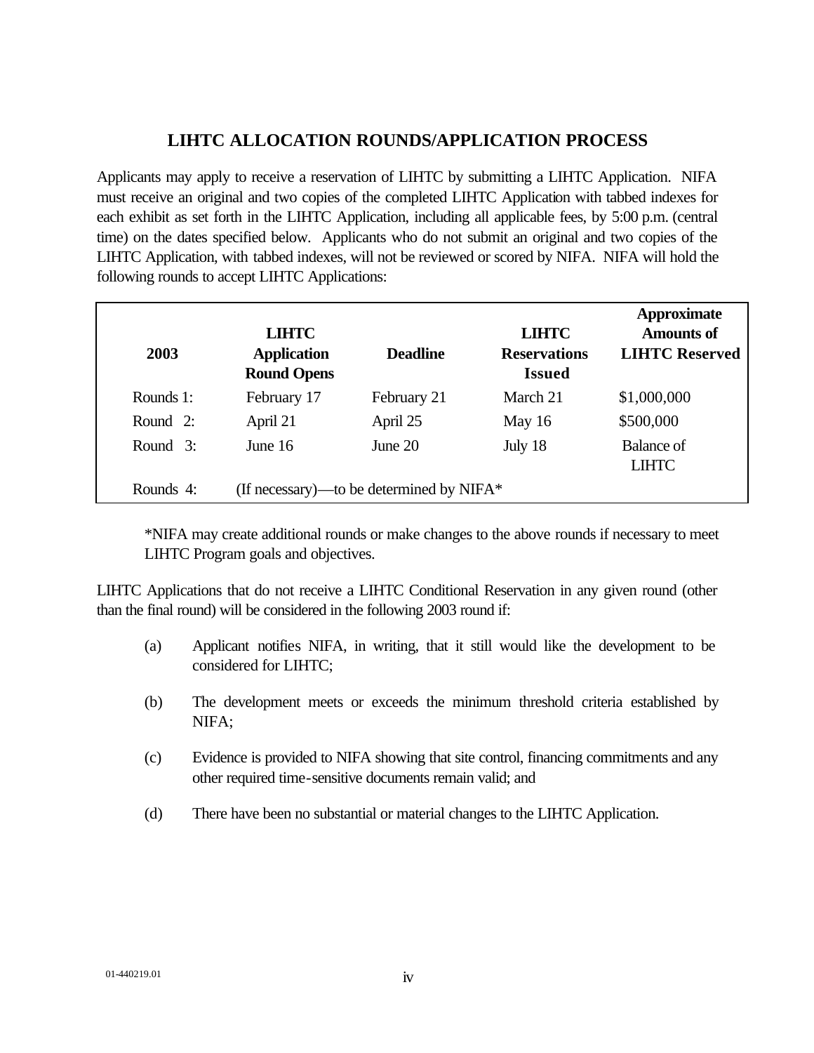## LIHTC ALLOCATION ROUNDS/APPLICATION PROCESS

Applicants may apply to receive a reservation of LIHTC by submitting a LIHTC Application. NIFA must receive an original and two copies of the completed LIHTC Application with tabbed indexes for each exhibit as set forth in the LIHTC Application, including all applicable fees, by 5:00 p.m. (central time) on the dates specified below. Applicants who do not submit an original and two copies of the LIHTC Application, with tabbed indexes, will not be reviewed or scored by NIFA. NIFA will hold the following rounds to accept LIHTC Applications:

| 2003 | LIHTC Application Round Opens | Deadline | LIHTC Reservations Issued | Approximate Amounts of LIHTC Reserved |
|---|---|---|---|---|
| Rounds 1: | February 17 | February 21 | March 21 | $1,000,000 |
| Round 2: | April 21 | April 25 | May 16 | $500,000 |
| Round 3: | June 16 | June 20 | July 18 | Balance of LIHTC |
| Rounds 4: | (If necessary)—to be determined by NIFA* | | | |

*NIFA may create additional rounds or make changes to the above rounds if necessary to meet LIHTC Program goals and objectives.

LIHTC Applications that do not receive a LIHTC Conditional Reservation in any given round (other than the final round) will be considered in the following 2003 round if:

(a) Applicant notifies NIFA, in writing, that it still would like the development to be considered for LIHTC;

(b) The development meets or exceeds the minimum threshold criteria established by NIFA;

(c) Evidence is provided to NIFA showing that site control, financing commitments and any other required time-sensitive documents remain valid; and

(d) There have been no substantial or material changes to the LIHTC Application.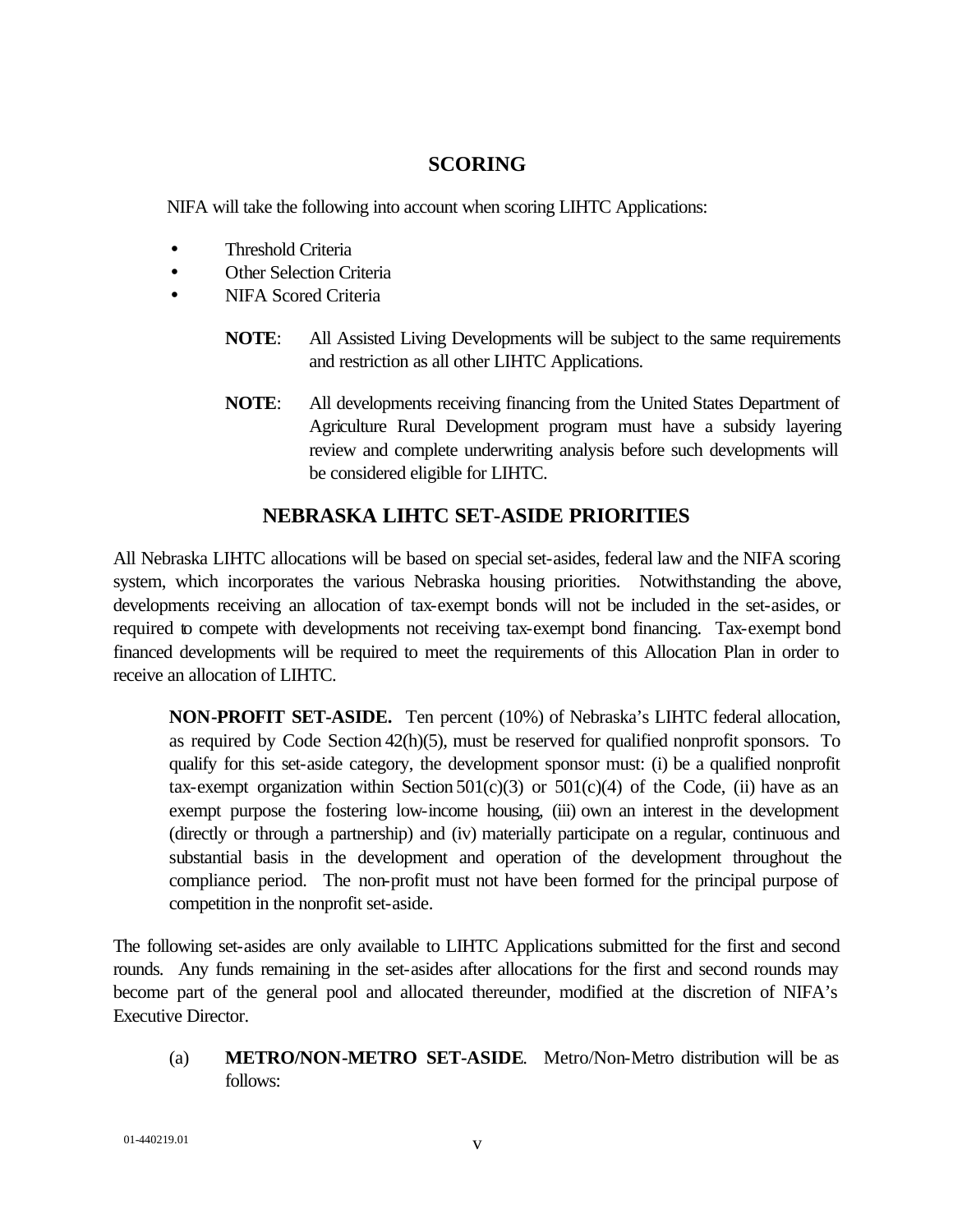## SCORING

NIFA will take the following into account when scoring LIHTC Applications:

- Threshold Criteria
- Other Selection Criteria
- NIFA Scored Criteria

**NOTE**: All Assisted Living Developments will be subject to the same requirements and restriction as all other LIHTC Applications.

**NOTE**: All developments receiving financing from the United States Department of Agriculture Rural Development program must have a subsidy layering review and complete underwriting analysis before such developments will be considered eligible for LIHTC.

## NEBRASKA LIHTC SET-ASIDE PRIORITIES

All Nebraska LIHTC allocations will be based on special set-asides, federal law and the NIFA scoring system, which incorporates the various Nebraska housing priorities. Notwithstanding the above, developments receiving an allocation of tax-exempt bonds will not be included in the set-asides, or required to compete with developments not receiving tax-exempt bond financing. Tax-exempt bond financed developments will be required to meet the requirements of this Allocation Plan in order to receive an allocation of LIHTC.

**NON-PROFIT SET-ASIDE.** Ten percent (10%) of Nebraska's LIHTC federal allocation, as required by Code Section 42(h)(5), must be reserved for qualified nonprofit sponsors. To qualify for this set-aside category, the development sponsor must: (i) be a qualified nonprofit tax-exempt organization within Section 501(c)(3) or 501(c)(4) of the Code, (ii) have as an exempt purpose the fostering low-income housing, (iii) own an interest in the development (directly or through a partnership) and (iv) materially participate on a regular, continuous and substantial basis in the development and operation of the development throughout the compliance period. The non-profit must not have been formed for the principal purpose of competition in the nonprofit set-aside.

The following set-asides are only available to LIHTC Applications submitted for the first and second rounds. Any funds remaining in the set-asides after allocations for the first and second rounds may become part of the general pool and allocated thereunder, modified at the discretion of NIFA's Executive Director.

(a) **METRO/NON-METRO SET-ASIDE**. Metro/Non-Metro distribution will be as follows: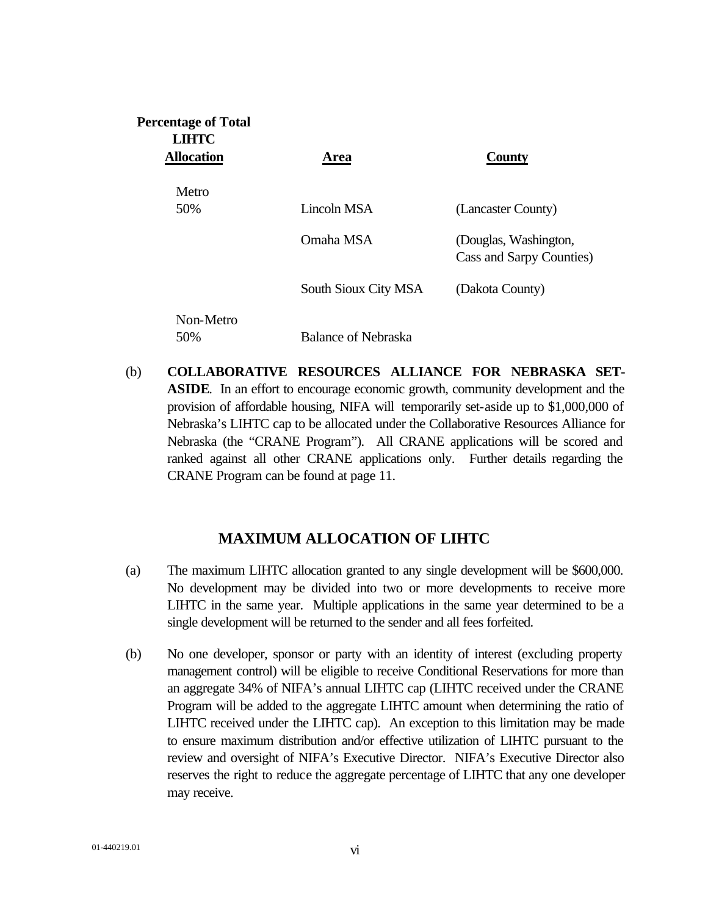| Percentage of Total LIHTC Allocation | Area | County |
|---|---|---|
| Metro 50% | Lincoln MSA | (Lancaster County) |
| | Omaha MSA | (Douglas, Washington, Cass and Sarpy Counties) |
| | South Sioux City MSA | (Dakota County) |
| Non-Metro 50% | Balance of Nebraska | |

(b) **COLLABORATIVE RESOURCES ALLIANCE FOR NEBRASKA SET-ASIDE**. In an effort to encourage economic growth, community development and the provision of affordable housing, NIFA will temporarily set-aside up to $1,000,000 of Nebraska's LIHTC cap to be allocated under the Collaborative Resources Alliance for Nebraska (the "CRANE Program"). All CRANE applications will be scored and ranked against all other CRANE applications only. Further details regarding the CRANE Program can be found at page 11.

## MAXIMUM ALLOCATION OF LIHTC

(a) The maximum LIHTC allocation granted to any single development will be $600,000. No development may be divided into two or more developments to receive more LIHTC in the same year. Multiple applications in the same year determined to be a single development will be returned to the sender and all fees forfeited.

(b) No one developer, sponsor or party with an identity of interest (excluding property management control) will be eligible to receive Conditional Reservations for more than an aggregate 34% of NIFA's annual LIHTC cap (LIHTC received under the CRANE Program will be added to the aggregate LIHTC amount when determining the ratio of LIHTC received under the LIHTC cap). An exception to this limitation may be made to ensure maximum distribution and/or effective utilization of LIHTC pursuant to the review and oversight of NIFA's Executive Director. NIFA's Executive Director also reserves the right to reduce the aggregate percentage of LIHTC that any one developer may receive.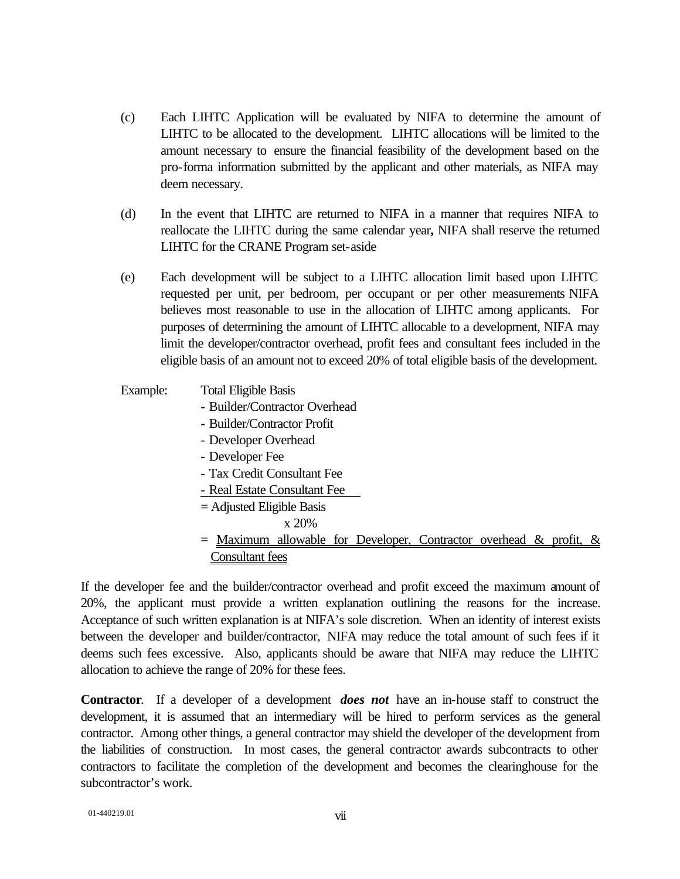(c) Each LIHTC Application will be evaluated by NIFA to determine the amount of LIHTC to be allocated to the development. LIHTC allocations will be limited to the amount necessary to ensure the financial feasibility of the development based on the pro-forma information submitted by the applicant and other materials, as NIFA may deem necessary.

(d) In the event that LIHTC are returned to NIFA in a manner that requires NIFA to reallocate the LIHTC during the same calendar year**,** NIFA shall reserve the returned LIHTC for the CRANE Program set-aside

(e) Each development will be subject to a LIHTC allocation limit based upon LIHTC requested per unit, per bedroom, per occupant or per other measurements NIFA believes most reasonable to use in the allocation of LIHTC among applicants. For purposes of determining the amount of LIHTC allocable to a development, NIFA may limit the developer/contractor overhead, profit fees and consultant fees included in the eligible basis of an amount not to exceed 20% of total eligible basis of the development.

Example: Total Eligible Basis
- Builder/Contractor Overhead
- Builder/Contractor Profit
- Developer Overhead
- Developer Fee
- Tax Credit Consultant Fee
- Real Estate Consultant Fee

= Adjusted Eligible Basis
x 20%
= Maximum allowable for Developer, Contractor overhead & profit, & Consultant fees

If the developer fee and the builder/contractor overhead and profit exceed the maximum amount of 20%, the applicant must provide a written explanation outlining the reasons for the increase. Acceptance of such written explanation is at NIFA's sole discretion. When an identity of interest exists between the developer and builder/contractor, NIFA may reduce the total amount of such fees if it deems such fees excessive. Also, applicants should be aware that NIFA may reduce the LIHTC allocation to achieve the range of 20% for these fees.

**Contractor**. If a developer of a development ***does not*** have an in-house staff to construct the development, it is assumed that an intermediary will be hired to perform services as the general contractor. Among other things, a general contractor may shield the developer of the development from the liabilities of construction. In most cases, the general contractor awards subcontracts to other contractors to facilitate the completion of the development and becomes the clearinghouse for the subcontractor's work.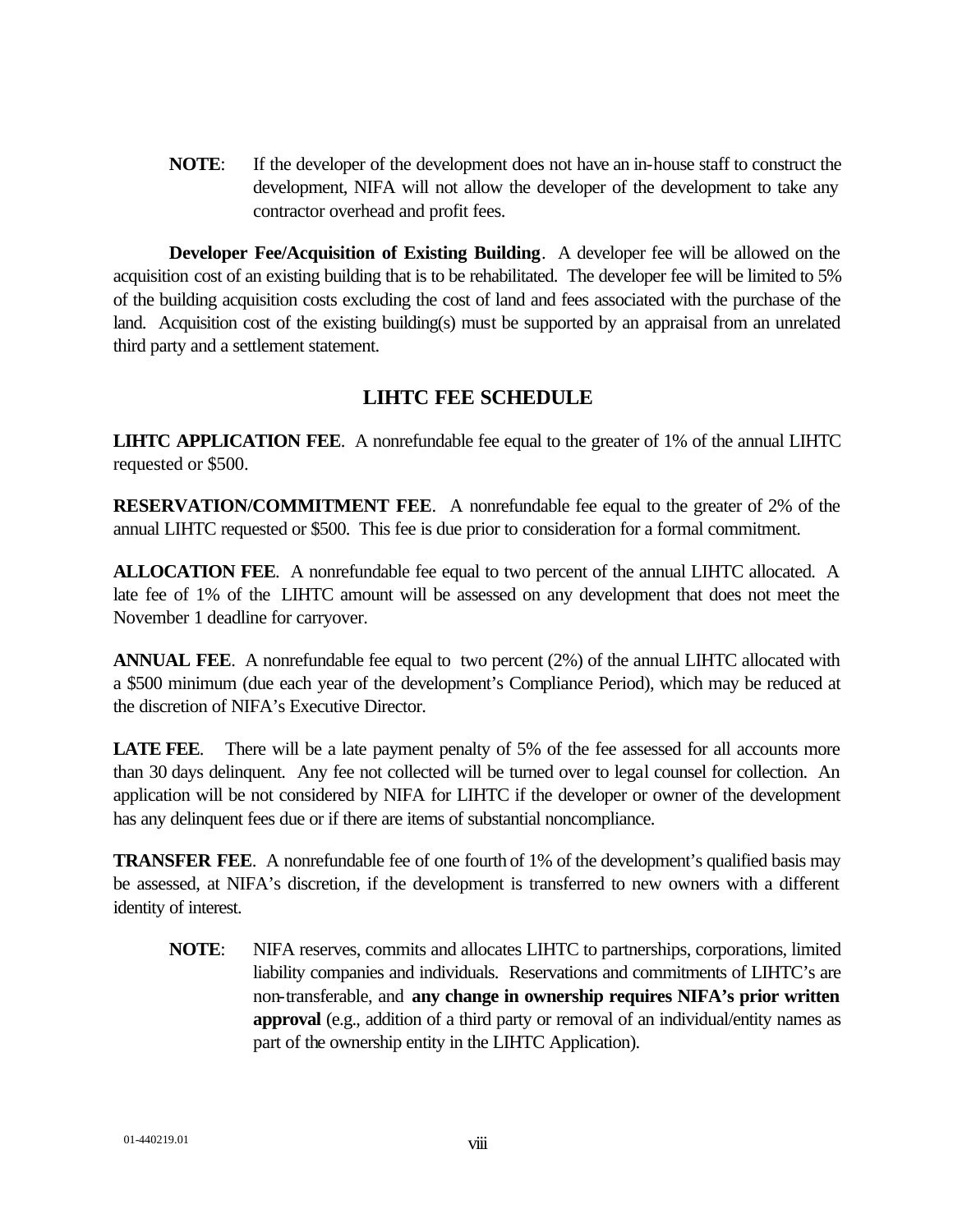**NOTE**: If the developer of the development does not have an in-house staff to construct the development, NIFA will not allow the developer of the development to take any contractor overhead and profit fees.

**Developer Fee/Acquisition of Existing Building**. A developer fee will be allowed on the acquisition cost of an existing building that is to be rehabilitated. The developer fee will be limited to 5% of the building acquisition costs excluding the cost of land and fees associated with the purchase of the land. Acquisition cost of the existing building(s) must be supported by an appraisal from an unrelated third party and a settlement statement.

## LIHTC FEE SCHEDULE

**LIHTC APPLICATION FEE**. A nonrefundable fee equal to the greater of 1% of the annual LIHTC requested or $500.

**RESERVATION/COMMITMENT FEE**. A nonrefundable fee equal to the greater of 2% of the annual LIHTC requested or $500. This fee is due prior to consideration for a formal commitment.

**ALLOCATION FEE**. A nonrefundable fee equal to two percent of the annual LIHTC allocated. A late fee of 1% of the LIHTC amount will be assessed on any development that does not meet the November 1 deadline for carryover.

**ANNUAL FEE**. A nonrefundable fee equal to two percent (2%) of the annual LIHTC allocated with a $500 minimum (due each year of the development's Compliance Period), which may be reduced at the discretion of NIFA's Executive Director.

**LATE FEE**. There will be a late payment penalty of 5% of the fee assessed for all accounts more than 30 days delinquent. Any fee not collected will be turned over to legal counsel for collection. An application will be not considered by NIFA for LIHTC if the developer or owner of the development has any delinquent fees due or if there are items of substantial noncompliance.

**TRANSFER FEE**. A nonrefundable fee of one fourth of 1% of the development's qualified basis may be assessed, at NIFA's discretion, if the development is transferred to new owners with a different identity of interest.

**NOTE**: NIFA reserves, commits and allocates LIHTC to partnerships, corporations, limited liability companies and individuals. Reservations and commitments of LIHTC's are non-transferable, and **any change in ownership requires NIFA's prior written approval** (e.g., addition of a third party or removal of an individual/entity names as part of the ownership entity in the LIHTC Application).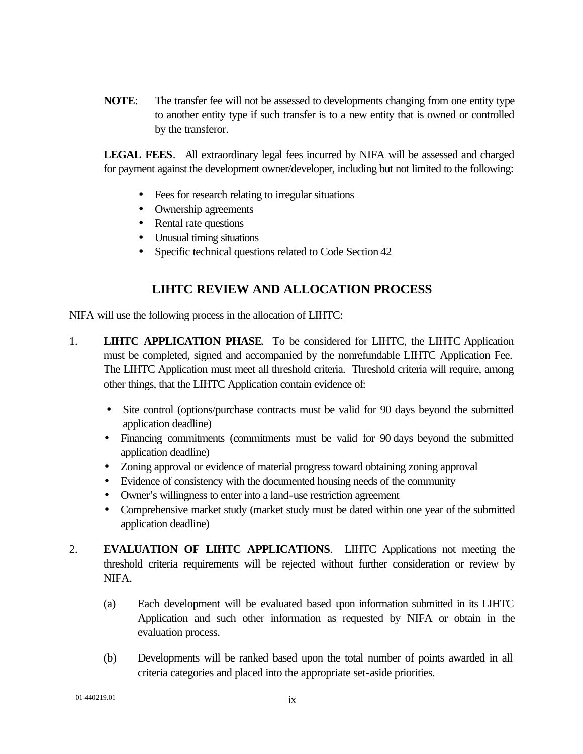**NOTE**: The transfer fee will not be assessed to developments changing from one entity type to another entity type if such transfer is to a new entity that is owned or controlled by the transferor.

**LEGAL FEES**. All extraordinary legal fees incurred by NIFA will be assessed and charged for payment against the development owner/developer, including but not limited to the following:

- Fees for research relating to irregular situations
- Ownership agreements
- Rental rate questions
- Unusual timing situations
- Specific technical questions related to Code Section 42

## LIHTC REVIEW AND ALLOCATION PROCESS

NIFA will use the following process in the allocation of LIHTC:

1. **LIHTC APPLICATION PHASE**. To be considered for LIHTC, the LIHTC Application must be completed, signed and accompanied by the nonrefundable LIHTC Application Fee. The LIHTC Application must meet all threshold criteria. Threshold criteria will require, among other things, that the LIHTC Application contain evidence of:

   - Site control (options/purchase contracts must be valid for 90 days beyond the submitted application deadline)
   - Financing commitments (commitments must be valid for 90 days beyond the submitted application deadline)
   - Zoning approval or evidence of material progress toward obtaining zoning approval
   - Evidence of consistency with the documented housing needs of the community
   - Owner's willingness to enter into a land-use restriction agreement
   - Comprehensive market study (market study must be dated within one year of the submitted application deadline)

2. **EVALUATION OF LIHTC APPLICATIONS**. LIHTC Applications not meeting the threshold criteria requirements will be rejected without further consideration or review by NIFA.

   (a) Each development will be evaluated based upon information submitted in its LIHTC Application and such other information as requested by NIFA or obtain in the evaluation process.

   (b) Developments will be ranked based upon the total number of points awarded in all criteria categories and placed into the appropriate set-aside priorities.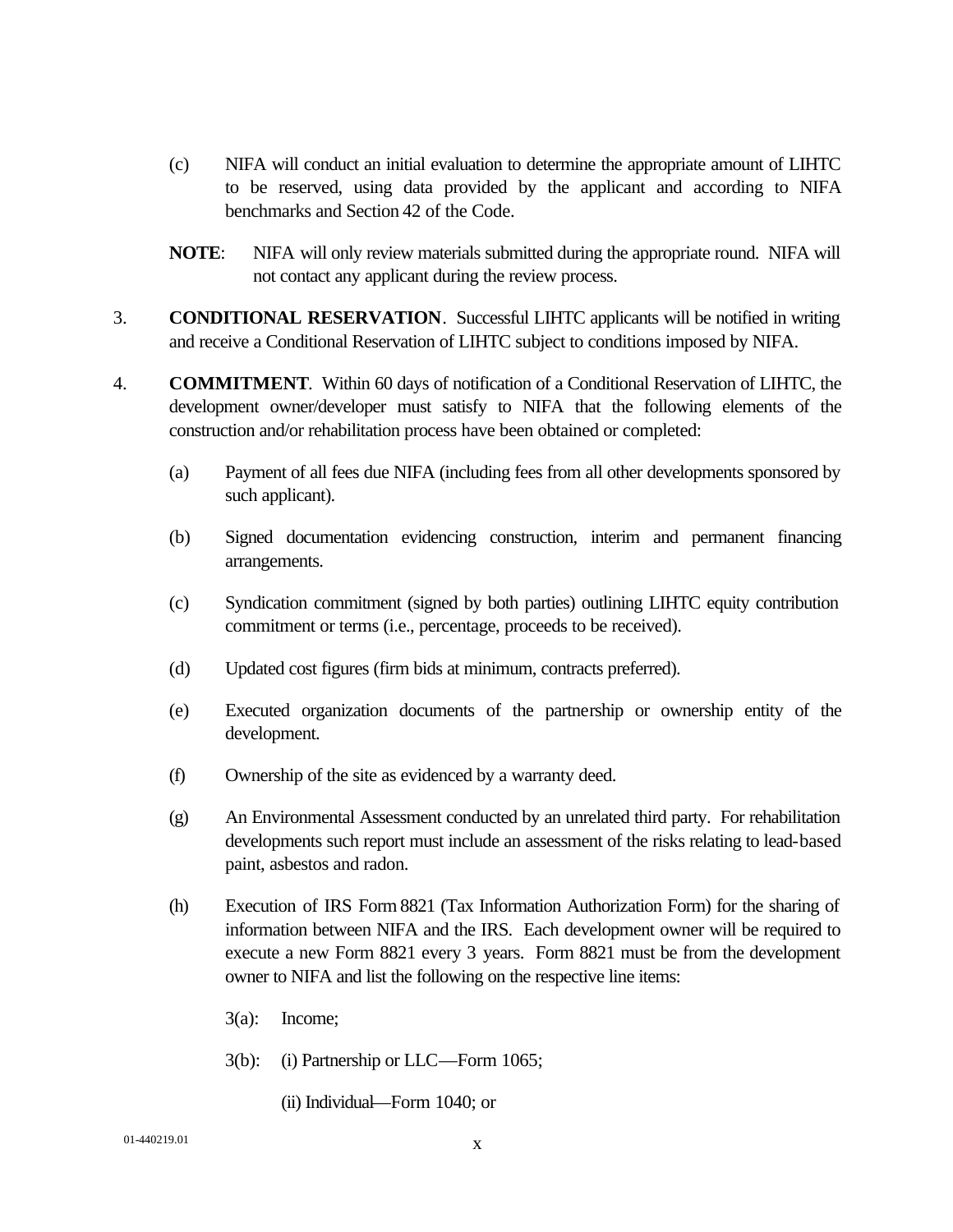(c) NIFA will conduct an initial evaluation to determine the appropriate amount of LIHTC to be reserved, using data provided by the applicant and according to NIFA benchmarks and Section 42 of the Code.

**NOTE**: NIFA will only review materials submitted during the appropriate round. NIFA will not contact any applicant during the review process.

3. **CONDITIONAL RESERVATION**. Successful LIHTC applicants will be notified in writing and receive a Conditional Reservation of LIHTC subject to conditions imposed by NIFA.

4. **COMMITMENT**. Within 60 days of notification of a Conditional Reservation of LIHTC, the development owner/developer must satisfy to NIFA that the following elements of the construction and/or rehabilitation process have been obtained or completed:

(a) Payment of all fees due NIFA (including fees from all other developments sponsored by such applicant).

(b) Signed documentation evidencing construction, interim and permanent financing arrangements.

(c) Syndication commitment (signed by both parties) outlining LIHTC equity contribution commitment or terms (i.e., percentage, proceeds to be received).

(d) Updated cost figures (firm bids at minimum, contracts preferred).

(e) Executed organization documents of the partnership or ownership entity of the development.

(f) Ownership of the site as evidenced by a warranty deed.

(g) An Environmental Assessment conducted by an unrelated third party. For rehabilitation developments such report must include an assessment of the risks relating to lead-based paint, asbestos and radon.

(h) Execution of IRS Form 8821 (Tax Information Authorization Form) for the sharing of information between NIFA and the IRS. Each development owner will be required to execute a new Form 8821 every 3 years. Form 8821 must be from the development owner to NIFA and list the following on the respective line items:

3(a): Income;

3(b): (i) Partnership or LLC—Form 1065;

(ii) Individual—Form 1040; or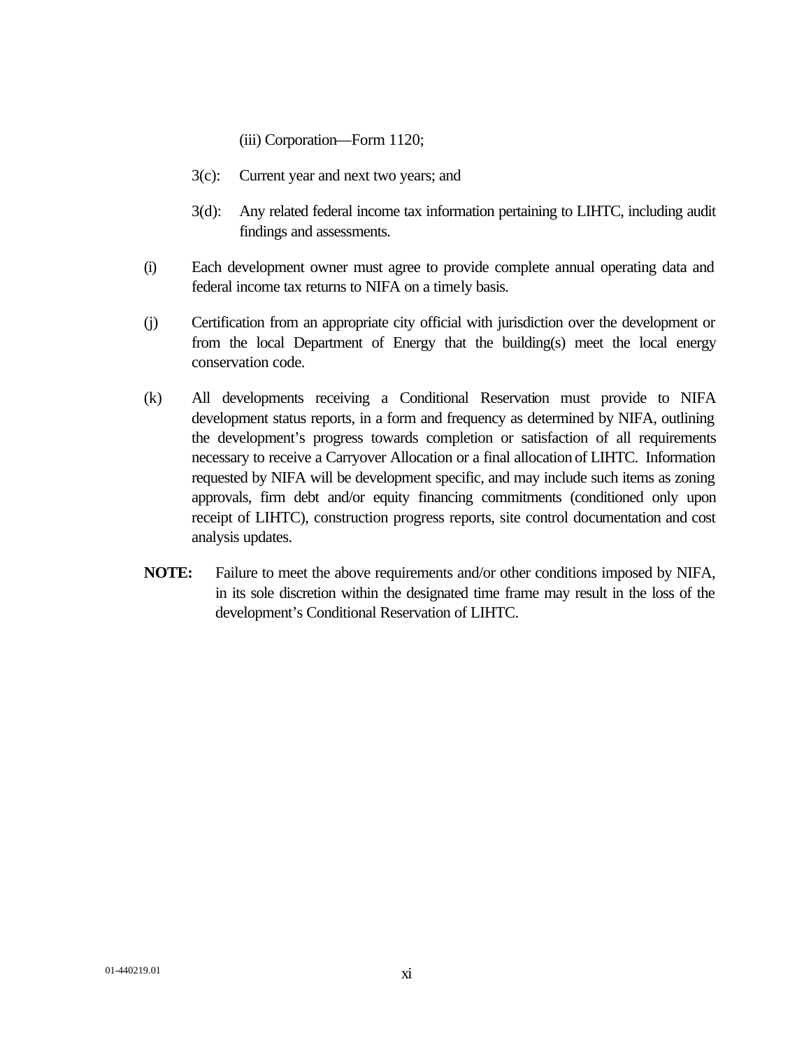(iii) Corporation—Form 1120;

3(c): Current year and next two years; and

3(d): Any related federal income tax information pertaining to LIHTC, including audit findings and assessments.

(i) Each development owner must agree to provide complete annual operating data and federal income tax returns to NIFA on a timely basis.

(j) Certification from an appropriate city official with jurisdiction over the development or from the local Department of Energy that the building(s) meet the local energy conservation code.

(k) All developments receiving a Conditional Reservation must provide to NIFA development status reports, in a form and frequency as determined by NIFA, outlining the development's progress towards completion or satisfaction of all requirements necessary to receive a Carryover Allocation or a final allocation of LIHTC. Information requested by NIFA will be development specific, and may include such items as zoning approvals, firm debt and/or equity financing commitments (conditioned only upon receipt of LIHTC), construction progress reports, site control documentation and cost analysis updates.

**NOTE:** Failure to meet the above requirements and/or other conditions imposed by NIFA, in its sole discretion within the designated time frame may result in the loss of the development's Conditional Reservation of LIHTC.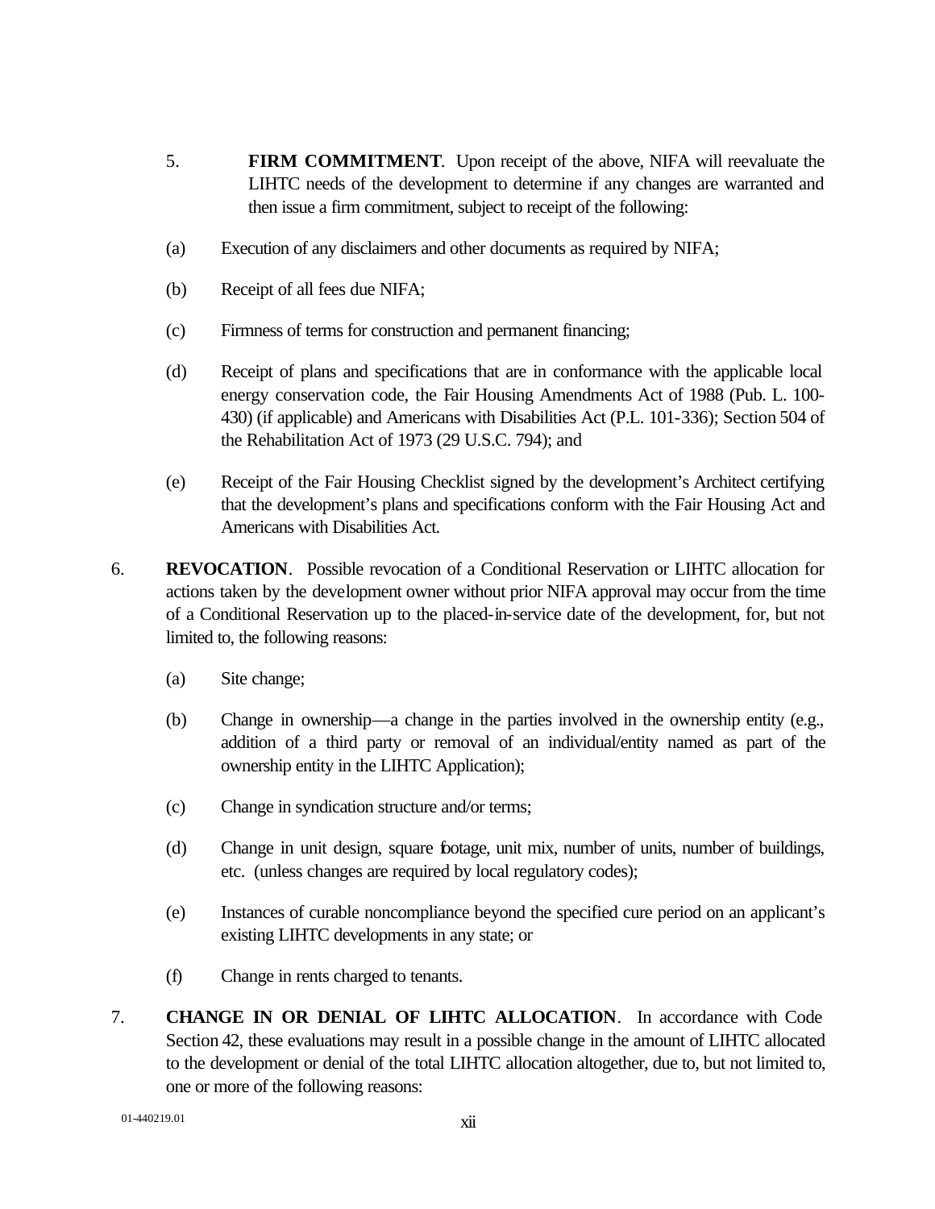5. **FIRM COMMITMENT**. Upon receipt of the above, NIFA will reevaluate the LIHTC needs of the development to determine if any changes are warranted and then issue a firm commitment, subject to receipt of the following:

(a) Execution of any disclaimers and other documents as required by NIFA;

(b) Receipt of all fees due NIFA;

(c) Firmness of terms for construction and permanent financing;

(d) Receipt of plans and specifications that are in conformance with the applicable local energy conservation code, the Fair Housing Amendments Act of 1988 (Pub. L. 100-430) (if applicable) and Americans with Disabilities Act (P.L. 101-336); Section 504 of the Rehabilitation Act of 1973 (29 U.S.C. 794); and

(e) Receipt of the Fair Housing Checklist signed by the development's Architect certifying that the development's plans and specifications conform with the Fair Housing Act and Americans with Disabilities Act.

6. **REVOCATION**. Possible revocation of a Conditional Reservation or LIHTC allocation for actions taken by the development owner without prior NIFA approval may occur from the time of a Conditional Reservation up to the placed-in-service date of the development, for, but not limited to, the following reasons:

(a) Site change;

(b) Change in ownership—a change in the parties involved in the ownership entity (e.g., addition of a third party or removal of an individual/entity named as part of the ownership entity in the LIHTC Application);

(c) Change in syndication structure and/or terms;

(d) Change in unit design, square footage, unit mix, number of units, number of buildings, etc. (unless changes are required by local regulatory codes);

(e) Instances of curable noncompliance beyond the specified cure period on an applicant's existing LIHTC developments in any state; or

(f) Change in rents charged to tenants.

7. **CHANGE IN OR DENIAL OF LIHTC ALLOCATION**. In accordance with Code Section 42, these evaluations may result in a possible change in the amount of LIHTC allocated to the development or denial of the total LIHTC allocation altogether, due to, but not limited to, one or more of the following reasons: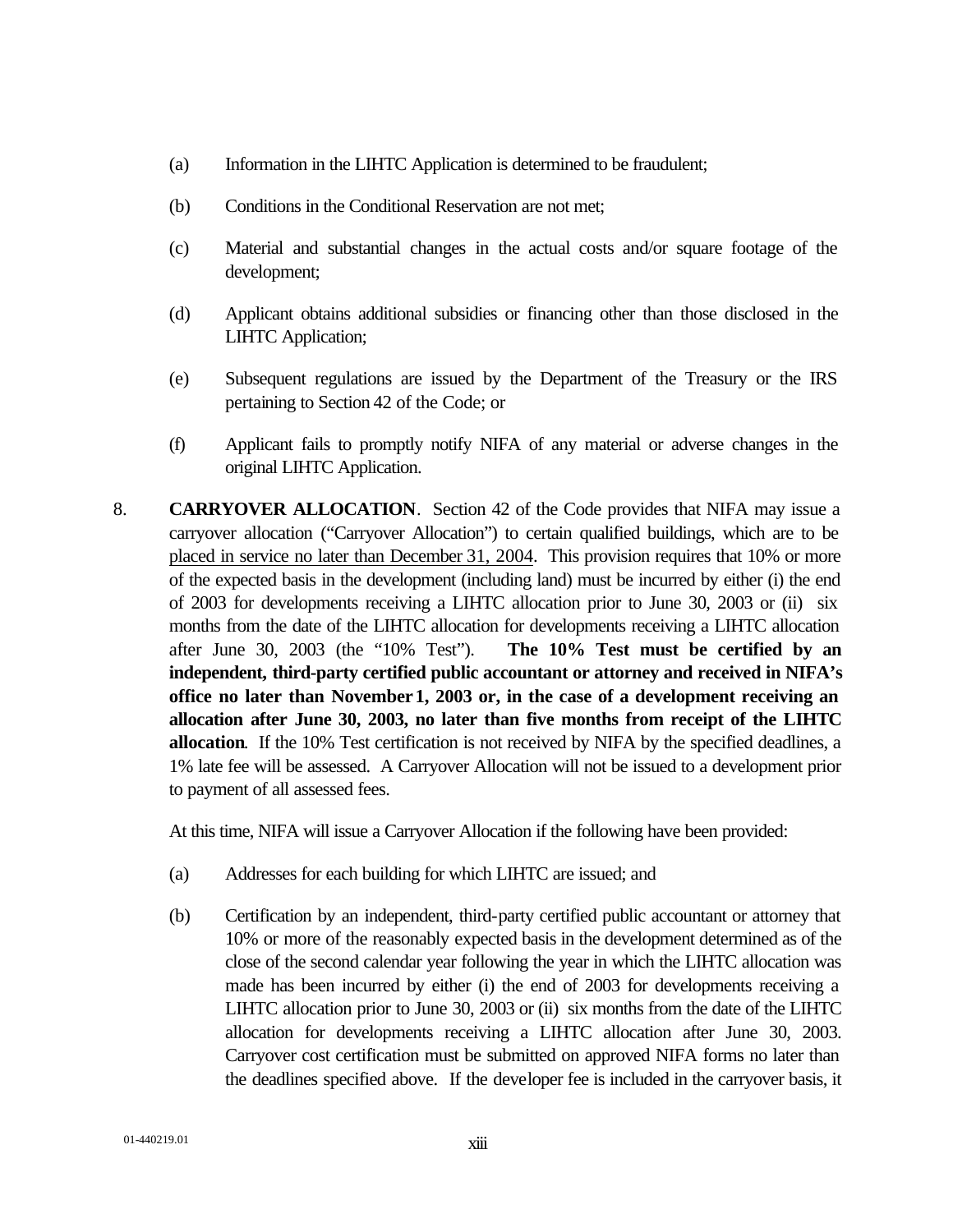(a) Information in the LIHTC Application is determined to be fraudulent;

(b) Conditions in the Conditional Reservation are not met;

(c) Material and substantial changes in the actual costs and/or square footage of the development;

(d) Applicant obtains additional subsidies or financing other than those disclosed in the LIHTC Application;

(e) Subsequent regulations are issued by the Department of the Treasury or the IRS pertaining to Section 42 of the Code; or

(f) Applicant fails to promptly notify NIFA of any material or adverse changes in the original LIHTC Application.

8. **CARRYOVER ALLOCATION**. Section 42 of the Code provides that NIFA may issue a carryover allocation ("Carryover Allocation") to certain qualified buildings, which are to be placed in service no later than December 31, 2004. This provision requires that 10% or more of the expected basis in the development (including land) must be incurred by either (i) the end of 2003 for developments receiving a LIHTC allocation prior to June 30, 2003 or (ii) six months from the date of the LIHTC allocation for developments receiving a LIHTC allocation after June 30, 2003 (the "10% Test"). **The 10% Test must be certified by an independent, third-party certified public accountant or attorney and received in NIFA's office no later than November 1, 2003 or, in the case of a development receiving an allocation after June 30, 2003, no later than five months from receipt of the LIHTC allocation**. If the 10% Test certification is not received by NIFA by the specified deadlines, a 1% late fee will be assessed. A Carryover Allocation will not be issued to a development prior to payment of all assessed fees.

   At this time, NIFA will issue a Carryover Allocation if the following have been provided:

   (a) Addresses for each building for which LIHTC are issued; and

   (b) Certification by an independent, third-party certified public accountant or attorney that 10% or more of the reasonably expected basis in the development determined as of the close of the second calendar year following the year in which the LIHTC allocation was made has been incurred by either (i) the end of 2003 for developments receiving a LIHTC allocation prior to June 30, 2003 or (ii) six months from the date of the LIHTC allocation for developments receiving a LIHTC allocation after June 30, 2003. Carryover cost certification must be submitted on approved NIFA forms no later than the deadlines specified above. If the developer fee is included in the carryover basis, it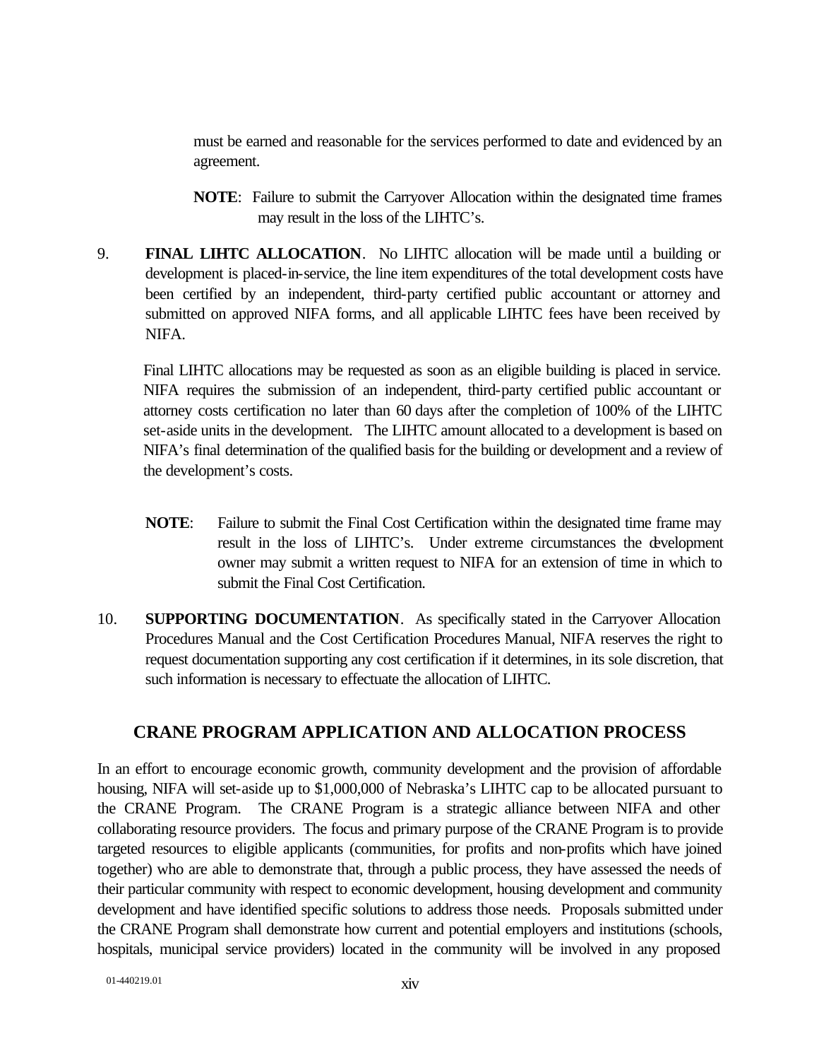must be earned and reasonable for the services performed to date and evidenced by an agreement.

**NOTE**: Failure to submit the Carryover Allocation within the designated time frames may result in the loss of the LIHTC's.

9. **FINAL LIHTC ALLOCATION**. No LIHTC allocation will be made until a building or development is placed-in-service, the line item expenditures of the total development costs have been certified by an independent, third-party certified public accountant or attorney and submitted on approved NIFA forms, and all applicable LIHTC fees have been received by NIFA.

   Final LIHTC allocations may be requested as soon as an eligible building is placed in service. NIFA requires the submission of an independent, third-party certified public accountant or attorney costs certification no later than 60 days after the completion of 100% of the LIHTC set-aside units in the development. The LIHTC amount allocated to a development is based on NIFA's final determination of the qualified basis for the building or development and a review of the development's costs.

   **NOTE**: Failure to submit the Final Cost Certification within the designated time frame may result in the loss of LIHTC's. Under extreme circumstances the development owner may submit a written request to NIFA for an extension of time in which to submit the Final Cost Certification.

10. **SUPPORTING DOCUMENTATION**. As specifically stated in the Carryover Allocation Procedures Manual and the Cost Certification Procedures Manual, NIFA reserves the right to request documentation supporting any cost certification if it determines, in its sole discretion, that such information is necessary to effectuate the allocation of LIHTC.

## CRANE PROGRAM APPLICATION AND ALLOCATION PROCESS

In an effort to encourage economic growth, community development and the provision of affordable housing, NIFA will set-aside up to $1,000,000 of Nebraska's LIHTC cap to be allocated pursuant to the CRANE Program. The CRANE Program is a strategic alliance between NIFA and other collaborating resource providers. The focus and primary purpose of the CRANE Program is to provide targeted resources to eligible applicants (communities, for profits and non-profits which have joined together) who are able to demonstrate that, through a public process, they have assessed the needs of their particular community with respect to economic development, housing development and community development and have identified specific solutions to address those needs. Proposals submitted under the CRANE Program shall demonstrate how current and potential employers and institutions (schools, hospitals, municipal service providers) located in the community will be involved in any proposed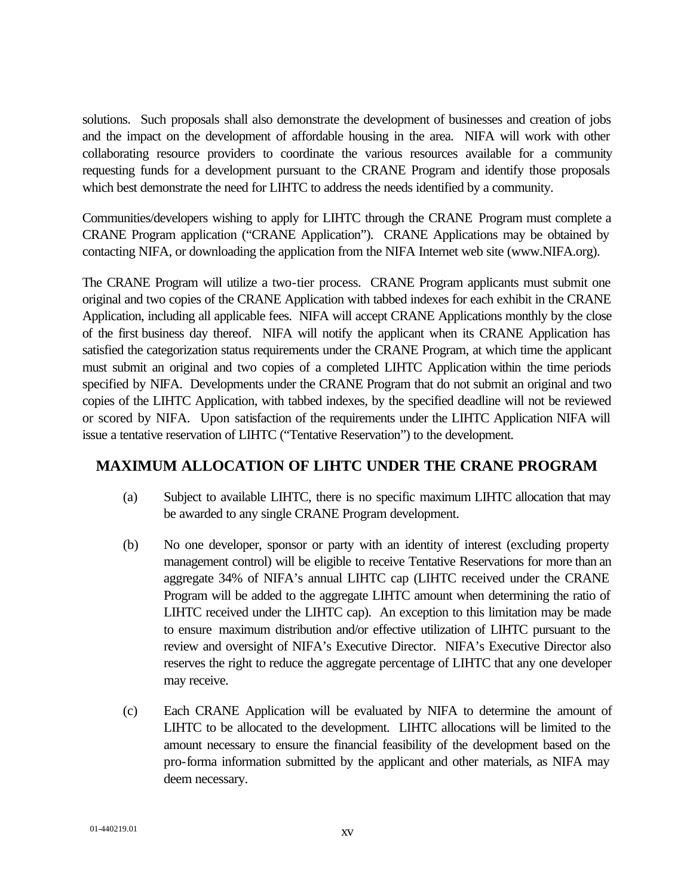solutions. Such proposals shall also demonstrate the development of businesses and creation of jobs and the impact on the development of affordable housing in the area. NIFA will work with other collaborating resource providers to coordinate the various resources available for a community requesting funds for a development pursuant to the CRANE Program and identify those proposals which best demonstrate the need for LIHTC to address the needs identified by a community.

Communities/developers wishing to apply for LIHTC through the CRANE Program must complete a CRANE Program application ("CRANE Application"). CRANE Applications may be obtained by contacting NIFA, or downloading the application from the NIFA Internet web site (www.NIFA.org).

The CRANE Program will utilize a two-tier process. CRANE Program applicants must submit one original and two copies of the CRANE Application with tabbed indexes for each exhibit in the CRANE Application, including all applicable fees. NIFA will accept CRANE Applications monthly by the close of the first business day thereof. NIFA will notify the applicant when its CRANE Application has satisfied the categorization status requirements under the CRANE Program, at which time the applicant must submit an original and two copies of a completed LIHTC Application within the time periods specified by NIFA. Developments under the CRANE Program that do not submit an original and two copies of the LIHTC Application, with tabbed indexes, by the specified deadline will not be reviewed or scored by NIFA. Upon satisfaction of the requirements under the LIHTC Application NIFA will issue a tentative reservation of LIHTC ("Tentative Reservation") to the development.

## MAXIMUM ALLOCATION OF LIHTC UNDER THE CRANE PROGRAM

(a) Subject to available LIHTC, there is no specific maximum LIHTC allocation that may be awarded to any single CRANE Program development.

(b) No one developer, sponsor or party with an identity of interest (excluding property management control) will be eligible to receive Tentative Reservations for more than an aggregate 34% of NIFA's annual LIHTC cap (LIHTC received under the CRANE Program will be added to the aggregate LIHTC amount when determining the ratio of LIHTC received under the LIHTC cap). An exception to this limitation may be made to ensure maximum distribution and/or effective utilization of LIHTC pursuant to the review and oversight of NIFA's Executive Director. NIFA's Executive Director also reserves the right to reduce the aggregate percentage of LIHTC that any one developer may receive.

(c) Each CRANE Application will be evaluated by NIFA to determine the amount of LIHTC to be allocated to the development. LIHTC allocations will be limited to the amount necessary to ensure the financial feasibility of the development based on the pro-forma information submitted by the applicant and other materials, as NIFA may deem necessary.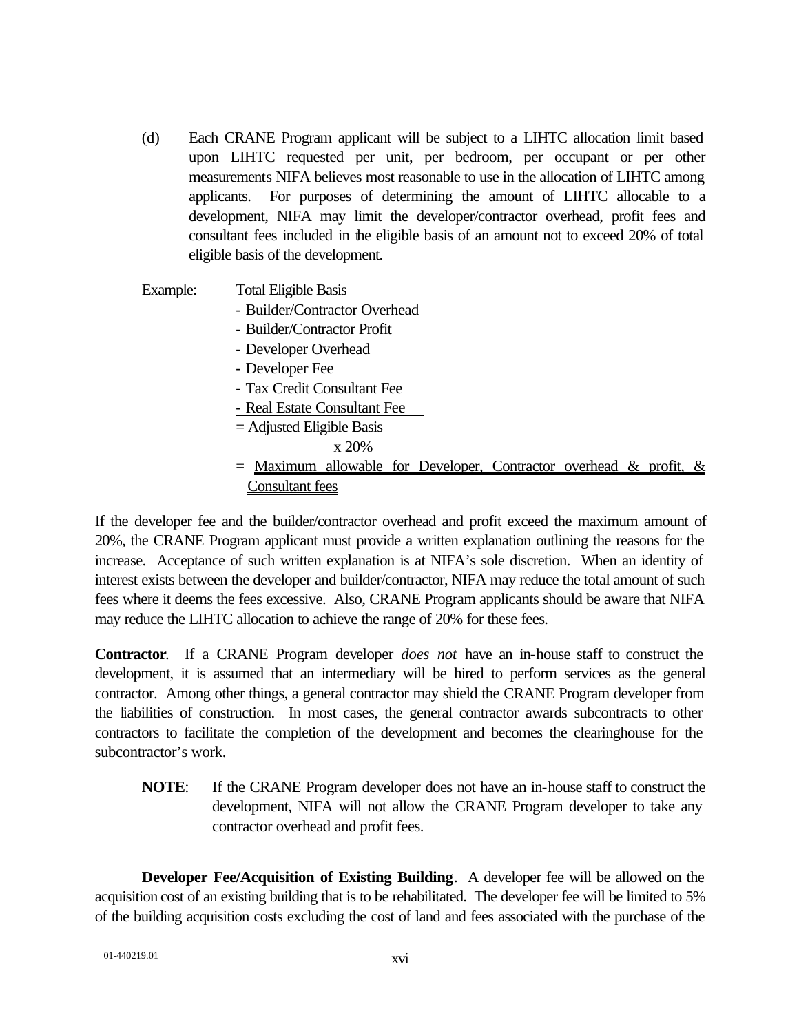(d) Each CRANE Program applicant will be subject to a LIHTC allocation limit based upon LIHTC requested per unit, per bedroom, per occupant or per other measurements NIFA believes most reasonable to use in the allocation of LIHTC among applicants. For purposes of determining the amount of LIHTC allocable to a development, NIFA may limit the developer/contractor overhead, profit fees and consultant fees included in the eligible basis of an amount not to exceed 20% of total eligible basis of the development.

Example: Total Eligible Basis
- Builder/Contractor Overhead
- Builder/Contractor Profit
- Developer Overhead
- Developer Fee
- Tax Credit Consultant Fee
- <u>Real Estate Consultant Fee</u>

= Adjusted Eligible Basis

x 20%

= <u>Maximum allowable for Developer, Contractor overhead & profit, & Consultant fees</u>

If the developer fee and the builder/contractor overhead and profit exceed the maximum amount of 20%, the CRANE Program applicant must provide a written explanation outlining the reasons for the increase. Acceptance of such written explanation is at NIFA's sole discretion. When an identity of interest exists between the developer and builder/contractor, NIFA may reduce the total amount of such fees where it deems the fees excessive. Also, CRANE Program applicants should be aware that NIFA may reduce the LIHTC allocation to achieve the range of 20% for these fees.

**Contractor**. If a CRANE Program developer *does not* have an in-house staff to construct the development, it is assumed that an intermediary will be hired to perform services as the general contractor. Among other things, a general contractor may shield the CRANE Program developer from the liabilities of construction. In most cases, the general contractor awards subcontracts to other contractors to facilitate the completion of the development and becomes the clearinghouse for the subcontractor's work.

**NOTE**: If the CRANE Program developer does not have an in-house staff to construct the development, NIFA will not allow the CRANE Program developer to take any contractor overhead and profit fees.

**Developer Fee/Acquisition of Existing Building**. A developer fee will be allowed on the acquisition cost of an existing building that is to be rehabilitated. The developer fee will be limited to 5% of the building acquisition costs excluding the cost of land and fees associated with the purchase of the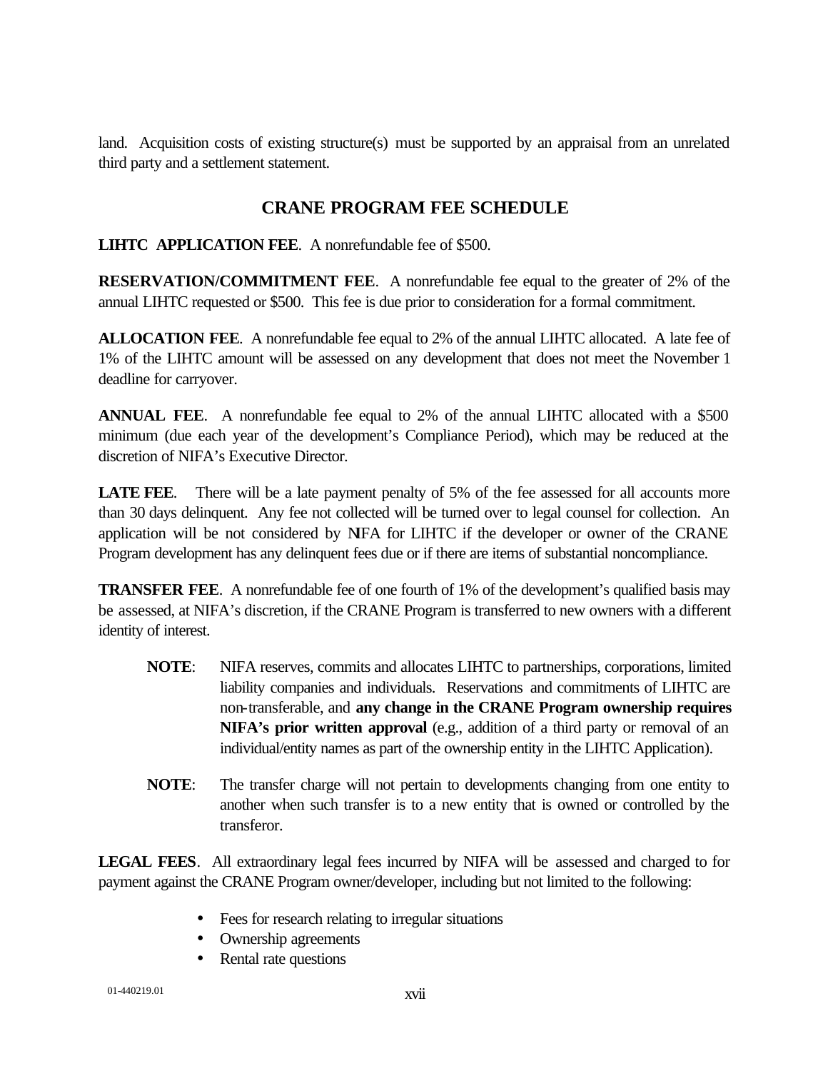land. Acquisition costs of existing structure(s) must be supported by an appraisal from an unrelated third party and a settlement statement.

## CRANE PROGRAM FEE SCHEDULE

**LIHTC APPLICATION FEE**. A nonrefundable fee of $500.

**RESERVATION/COMMITMENT FEE**. A nonrefundable fee equal to the greater of 2% of the annual LIHTC requested or $500. This fee is due prior to consideration for a formal commitment.

**ALLOCATION FEE**. A nonrefundable fee equal to 2% of the annual LIHTC allocated. A late fee of 1% of the LIHTC amount will be assessed on any development that does not meet the November 1 deadline for carryover.

**ANNUAL FEE**. A nonrefundable fee equal to 2% of the annual LIHTC allocated with a $500 minimum (due each year of the development's Compliance Period), which may be reduced at the discretion of NIFA's Executive Director.

**LATE FEE**. There will be a late payment penalty of 5% of the fee assessed for all accounts more than 30 days delinquent. Any fee not collected will be turned over to legal counsel for collection. An application will be not considered by NIFA for LIHTC if the developer or owner of the CRANE Program development has any delinquent fees due or if there are items of substantial noncompliance.

**TRANSFER FEE**. A nonrefundable fee of one fourth of 1% of the development's qualified basis may be assessed, at NIFA's discretion, if the CRANE Program is transferred to new owners with a different identity of interest.

> **NOTE**: NIFA reserves, commits and allocates LIHTC to partnerships, corporations, limited liability companies and individuals. Reservations and commitments of LIHTC are non-transferable, and **any change in the CRANE Program ownership requires NIFA's prior written approval** (e.g., addition of a third party or removal of an individual/entity names as part of the ownership entity in the LIHTC Application).

> **NOTE**: The transfer charge will not pertain to developments changing from one entity to another when such transfer is to a new entity that is owned or controlled by the transferor.

**LEGAL FEES**. All extraordinary legal fees incurred by NIFA will be assessed and charged to for payment against the CRANE Program owner/developer, including but not limited to the following:

- Fees for research relating to irregular situations
- Ownership agreements
- Rental rate questions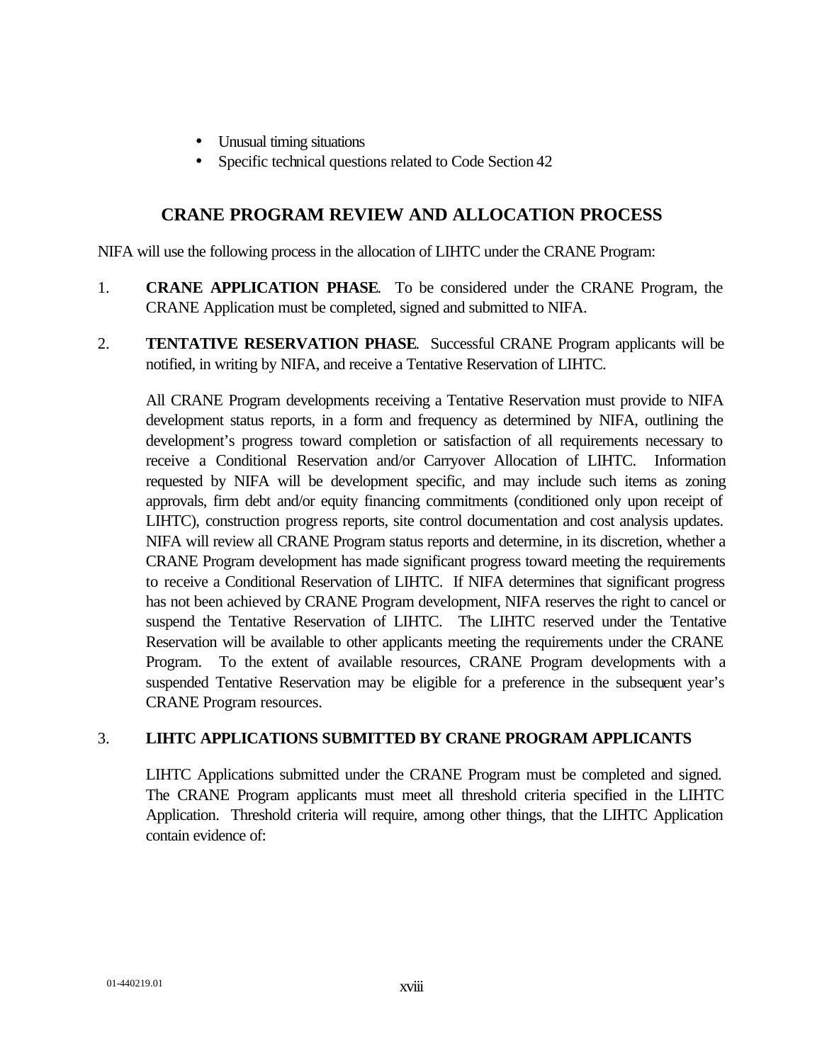- Unusual timing situations
- Specific technical questions related to Code Section 42

## CRANE PROGRAM REVIEW AND ALLOCATION PROCESS

NIFA will use the following process in the allocation of LIHTC under the CRANE Program:

1. **CRANE APPLICATION PHASE**. To be considered under the CRANE Program, the CRANE Application must be completed, signed and submitted to NIFA.

2. **TENTATIVE RESERVATION PHASE**. Successful CRANE Program applicants will be notified, in writing by NIFA, and receive a Tentative Reservation of LIHTC.

   All CRANE Program developments receiving a Tentative Reservation must provide to NIFA development status reports, in a form and frequency as determined by NIFA, outlining the development's progress toward completion or satisfaction of all requirements necessary to receive a Conditional Reservation and/or Carryover Allocation of LIHTC. Information requested by NIFA will be development specific, and may include such items as zoning approvals, firm debt and/or equity financing commitments (conditioned only upon receipt of LIHTC), construction progress reports, site control documentation and cost analysis updates. NIFA will review all CRANE Program status reports and determine, in its discretion, whether a CRANE Program development has made significant progress toward meeting the requirements to receive a Conditional Reservation of LIHTC. If NIFA determines that significant progress has not been achieved by CRANE Program development, NIFA reserves the right to cancel or suspend the Tentative Reservation of LIHTC. The LIHTC reserved under the Tentative Reservation will be available to other applicants meeting the requirements under the CRANE Program. To the extent of available resources, CRANE Program developments with a suspended Tentative Reservation may be eligible for a preference in the subsequent year's CRANE Program resources.

3. **LIHTC APPLICATIONS SUBMITTED BY CRANE PROGRAM APPLICANTS**

   LIHTC Applications submitted under the CRANE Program must be completed and signed. The CRANE Program applicants must meet all threshold criteria specified in the LIHTC Application. Threshold criteria will require, among other things, that the LIHTC Application contain evidence of: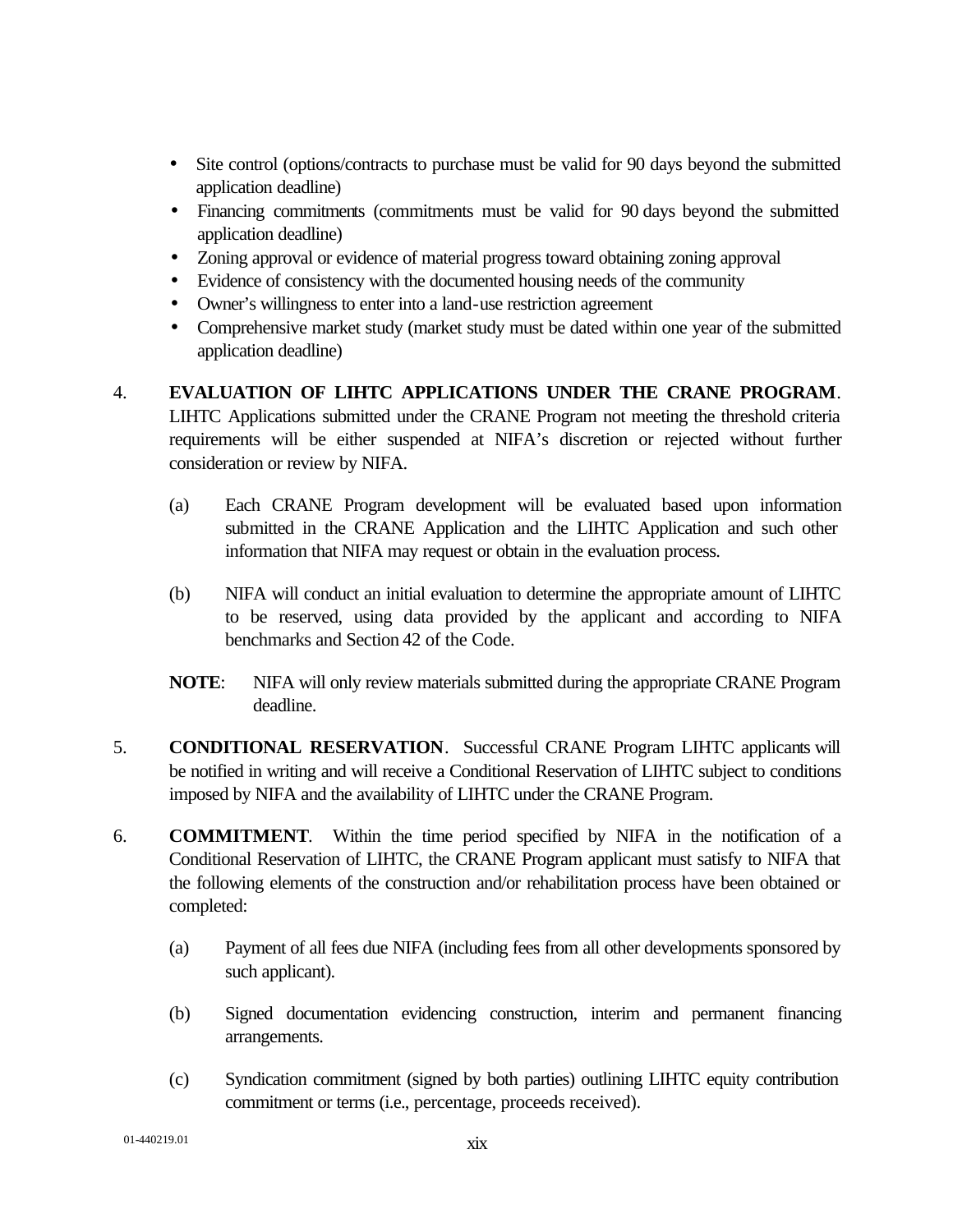- Site control (options/contracts to purchase must be valid for 90 days beyond the submitted application deadline)
- Financing commitments (commitments must be valid for 90 days beyond the submitted application deadline)
- Zoning approval or evidence of material progress toward obtaining zoning approval
- Evidence of consistency with the documented housing needs of the community
- Owner's willingness to enter into a land-use restriction agreement
- Comprehensive market study (market study must be dated within one year of the submitted application deadline)

4. **EVALUATION OF LIHTC APPLICATIONS UNDER THE CRANE PROGRAM**. LIHTC Applications submitted under the CRANE Program not meeting the threshold criteria requirements will be either suspended at NIFA's discretion or rejected without further consideration or review by NIFA.

   (a) Each CRANE Program development will be evaluated based upon information submitted in the CRANE Application and the LIHTC Application and such other information that NIFA may request or obtain in the evaluation process.

   (b) NIFA will conduct an initial evaluation to determine the appropriate amount of LIHTC to be reserved, using data provided by the applicant and according to NIFA benchmarks and Section 42 of the Code.

   **NOTE**: NIFA will only review materials submitted during the appropriate CRANE Program deadline.

5. **CONDITIONAL RESERVATION**. Successful CRANE Program LIHTC applicants will be notified in writing and will receive a Conditional Reservation of LIHTC subject to conditions imposed by NIFA and the availability of LIHTC under the CRANE Program.

6. **COMMITMENT**. Within the time period specified by NIFA in the notification of a Conditional Reservation of LIHTC, the CRANE Program applicant must satisfy to NIFA that the following elements of the construction and/or rehabilitation process have been obtained or completed:

   (a) Payment of all fees due NIFA (including fees from all other developments sponsored by such applicant).

   (b) Signed documentation evidencing construction, interim and permanent financing arrangements.

   (c) Syndication commitment (signed by both parties) outlining LIHTC equity contribution commitment or terms (i.e., percentage, proceeds received).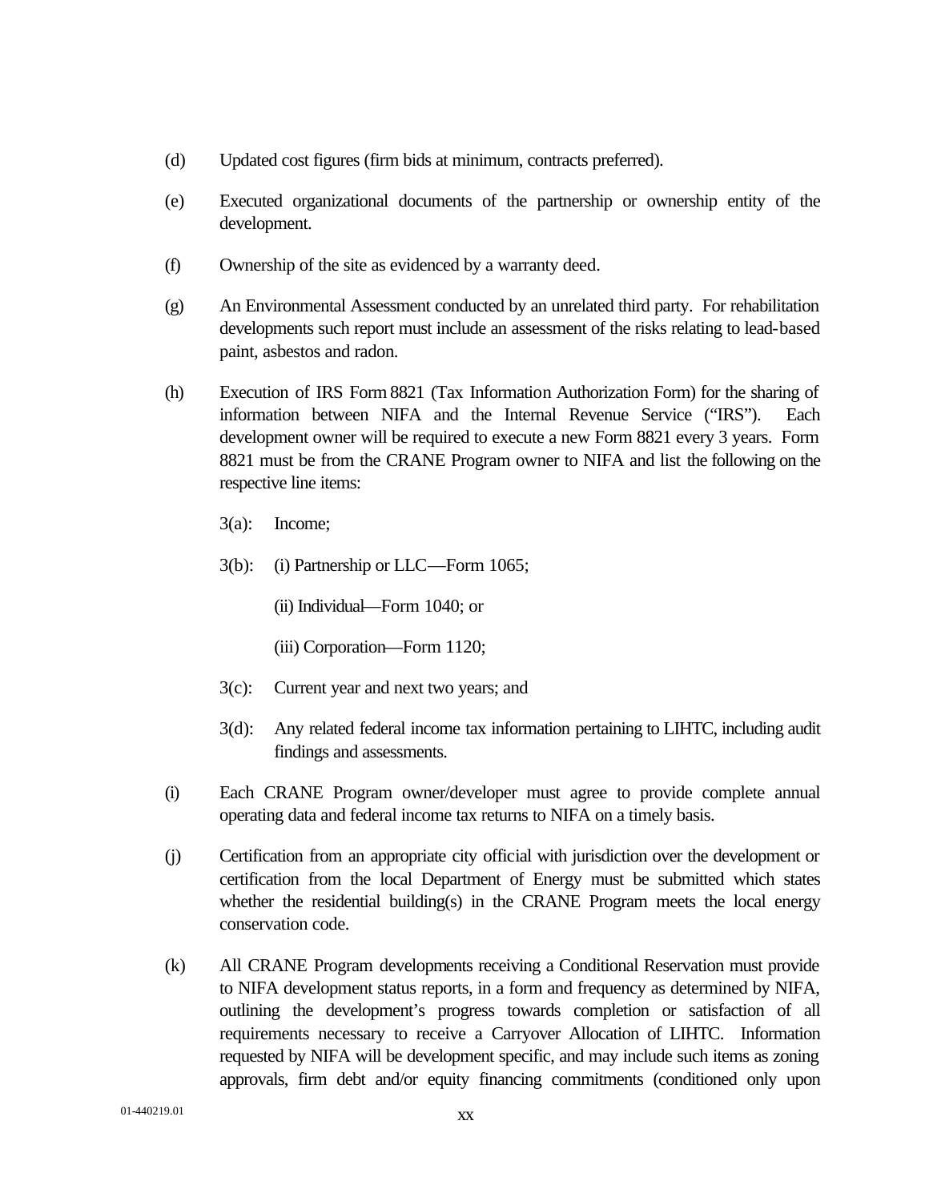(d) Updated cost figures (firm bids at minimum, contracts preferred).

(e) Executed organizational documents of the partnership or ownership entity of the development.

(f) Ownership of the site as evidenced by a warranty deed.

(g) An Environmental Assessment conducted by an unrelated third party. For rehabilitation developments such report must include an assessment of the risks relating to lead-based paint, asbestos and radon.

(h) Execution of IRS Form 8821 (Tax Information Authorization Form) for the sharing of information between NIFA and the Internal Revenue Service ("IRS"). Each development owner will be required to execute a new Form 8821 every 3 years. Form 8821 must be from the CRANE Program owner to NIFA and list the following on the respective line items:

   3(a): Income;

   3(b): (i) Partnership or LLC—Form 1065;

   (ii) Individual—Form 1040; or

   (iii) Corporation—Form 1120;

   3(c): Current year and next two years; and

   3(d): Any related federal income tax information pertaining to LIHTC, including audit findings and assessments.

(i) Each CRANE Program owner/developer must agree to provide complete annual operating data and federal income tax returns to NIFA on a timely basis.

(j) Certification from an appropriate city official with jurisdiction over the development or certification from the local Department of Energy must be submitted which states whether the residential building(s) in the CRANE Program meets the local energy conservation code.

(k) All CRANE Program developments receiving a Conditional Reservation must provide to NIFA development status reports, in a form and frequency as determined by NIFA, outlining the development's progress towards completion or satisfaction of all requirements necessary to receive a Carryover Allocation of LIHTC. Information requested by NIFA will be development specific, and may include such items as zoning approvals, firm debt and/or equity financing commitments (conditioned only upon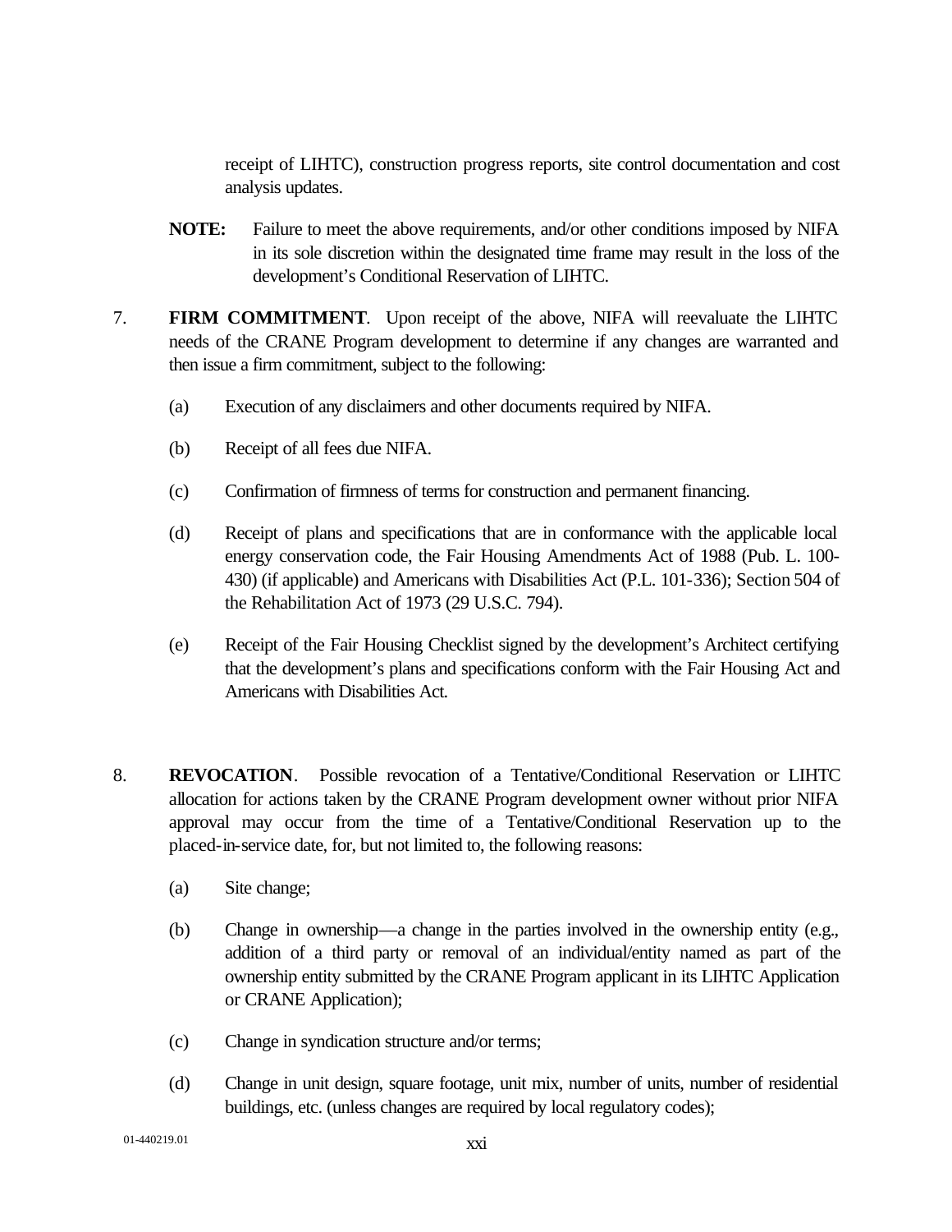receipt of LIHTC), construction progress reports, site control documentation and cost analysis updates.

**NOTE:** Failure to meet the above requirements, and/or other conditions imposed by NIFA in its sole discretion within the designated time frame may result in the loss of the development's Conditional Reservation of LIHTC.

7. **FIRM COMMITMENT**. Upon receipt of the above, NIFA will reevaluate the LIHTC needs of the CRANE Program development to determine if any changes are warranted and then issue a firm commitment, subject to the following:

   (a) Execution of any disclaimers and other documents required by NIFA.

   (b) Receipt of all fees due NIFA.

   (c) Confirmation of firmness of terms for construction and permanent financing.

   (d) Receipt of plans and specifications that are in conformance with the applicable local energy conservation code, the Fair Housing Amendments Act of 1988 (Pub. L. 100-430) (if applicable) and Americans with Disabilities Act (P.L. 101-336); Section 504 of the Rehabilitation Act of 1973 (29 U.S.C. 794).

   (e) Receipt of the Fair Housing Checklist signed by the development's Architect certifying that the development's plans and specifications conform with the Fair Housing Act and Americans with Disabilities Act.

8. **REVOCATION**. Possible revocation of a Tentative/Conditional Reservation or LIHTC allocation for actions taken by the CRANE Program development owner without prior NIFA approval may occur from the time of a Tentative/Conditional Reservation up to the placed-in-service date, for, but not limited to, the following reasons:

   (a) Site change;

   (b) Change in ownership—a change in the parties involved in the ownership entity (e.g., addition of a third party or removal of an individual/entity named as part of the ownership entity submitted by the CRANE Program applicant in its LIHTC Application or CRANE Application);

   (c) Change in syndication structure and/or terms;

   (d) Change in unit design, square footage, unit mix, number of units, number of residential buildings, etc. (unless changes are required by local regulatory codes);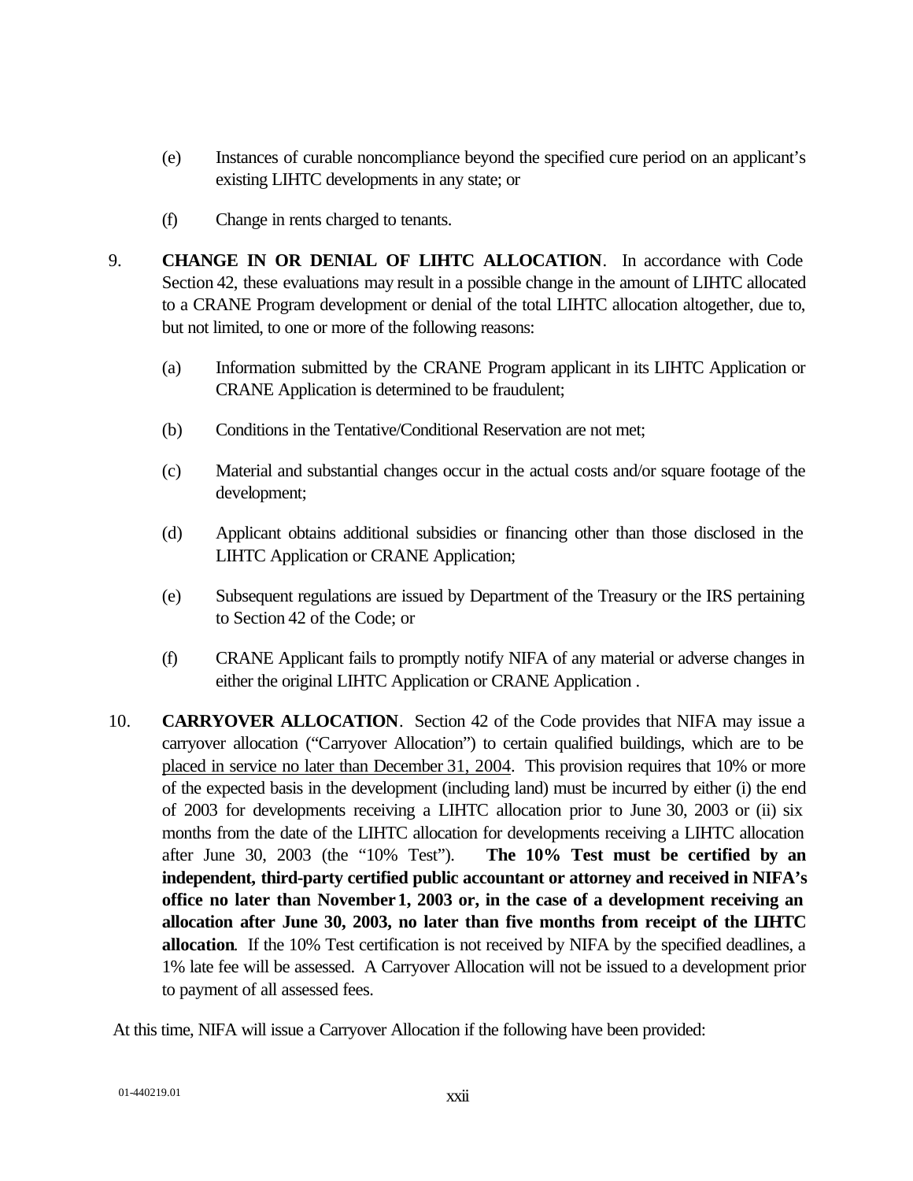(e) Instances of curable noncompliance beyond the specified cure period on an applicant's existing LIHTC developments in any state; or

(f) Change in rents charged to tenants.

9. **CHANGE IN OR DENIAL OF LIHTC ALLOCATION**. In accordance with Code Section 42, these evaluations may result in a possible change in the amount of LIHTC allocated to a CRANE Program development or denial of the total LIHTC allocation altogether, due to, but not limited, to one or more of the following reasons:

   (a) Information submitted by the CRANE Program applicant in its LIHTC Application or CRANE Application is determined to be fraudulent;

   (b) Conditions in the Tentative/Conditional Reservation are not met;

   (c) Material and substantial changes occur in the actual costs and/or square footage of the development;

   (d) Applicant obtains additional subsidies or financing other than those disclosed in the LIHTC Application or CRANE Application;

   (e) Subsequent regulations are issued by Department of the Treasury or the IRS pertaining to Section 42 of the Code; or

   (f) CRANE Applicant fails to promptly notify NIFA of any material or adverse changes in either the original LIHTC Application or CRANE Application .

10. **CARRYOVER ALLOCATION**. Section 42 of the Code provides that NIFA may issue a carryover allocation ("Carryover Allocation") to certain qualified buildings, which are to be placed in service no later than December 31, 2004. This provision requires that 10% or more of the expected basis in the development (including land) must be incurred by either (i) the end of 2003 for developments receiving a LIHTC allocation prior to June 30, 2003 or (ii) six months from the date of the LIHTC allocation for developments receiving a LIHTC allocation after June 30, 2003 (the "10% Test"). **The 10% Test must be certified by an independent, third-party certified public accountant or attorney and received in NIFA's office no later than November 1, 2003 or, in the case of a development receiving an allocation after June 30, 2003, no later than five months from receipt of the LIHTC allocation**. If the 10% Test certification is not received by NIFA by the specified deadlines, a 1% late fee will be assessed. A Carryover Allocation will not be issued to a development prior to payment of all assessed fees.

At this time, NIFA will issue a Carryover Allocation if the following have been provided:

01-440219.01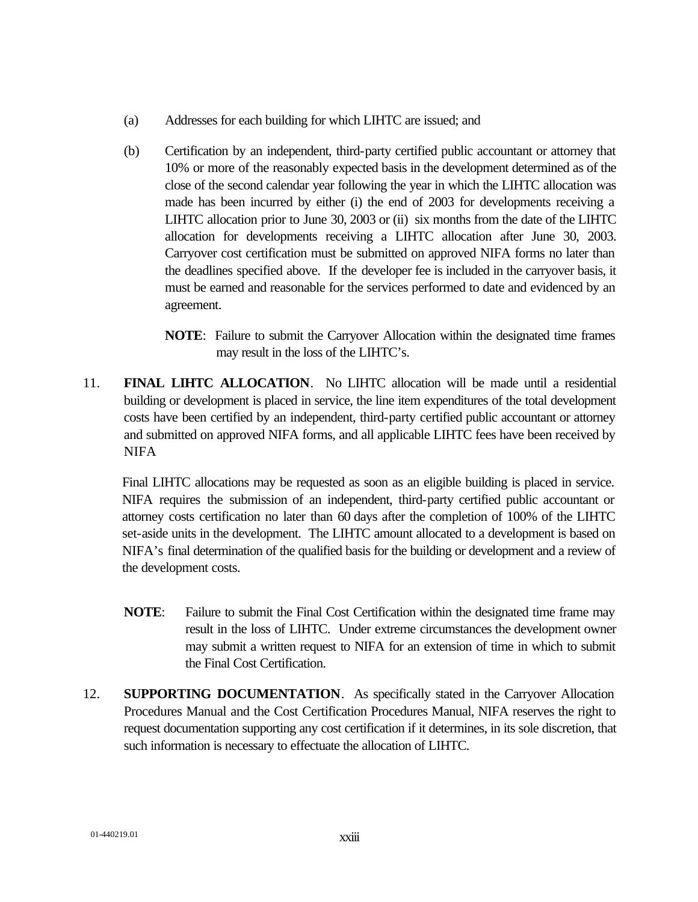(a) Addresses for each building for which LIHTC are issued; and

(b) Certification by an independent, third-party certified public accountant or attorney that 10% or more of the reasonably expected basis in the development determined as of the close of the second calendar year following the year in which the LIHTC allocation was made has been incurred by either (i) the end of 2003 for developments receiving a LIHTC allocation prior to June 30, 2003 or (ii) six months from the date of the LIHTC allocation for developments receiving a LIHTC allocation after June 30, 2003. Carryover cost certification must be submitted on approved NIFA forms no later than the deadlines specified above. If the developer fee is included in the carryover basis, it must be earned and reasonable for the services performed to date and evidenced by an agreement.

**NOTE**: Failure to submit the Carryover Allocation within the designated time frames may result in the loss of the LIHTC's.

11. **FINAL LIHTC ALLOCATION**. No LIHTC allocation will be made until a residential building or development is placed in service, the line item expenditures of the total development costs have been certified by an independent, third-party certified public accountant or attorney and submitted on approved NIFA forms, and all applicable LIHTC fees have been received by NIFA

Final LIHTC allocations may be requested as soon as an eligible building is placed in service. NIFA requires the submission of an independent, third-party certified public accountant or attorney costs certification no later than 60 days after the completion of 100% of the LIHTC set-aside units in the development. The LIHTC amount allocated to a development is based on NIFA's final determination of the qualified basis for the building or development and a review of the development costs.

**NOTE**: Failure to submit the Final Cost Certification within the designated time frame may result in the loss of LIHTC. Under extreme circumstances the development owner may submit a written request to NIFA for an extension of time in which to submit the Final Cost Certification.

12. **SUPPORTING DOCUMENTATION**. As specifically stated in the Carryover Allocation Procedures Manual and the Cost Certification Procedures Manual, NIFA reserves the right to request documentation supporting any cost certification if it determines, in its sole discretion, that such information is necessary to effectuate the allocation of LIHTC.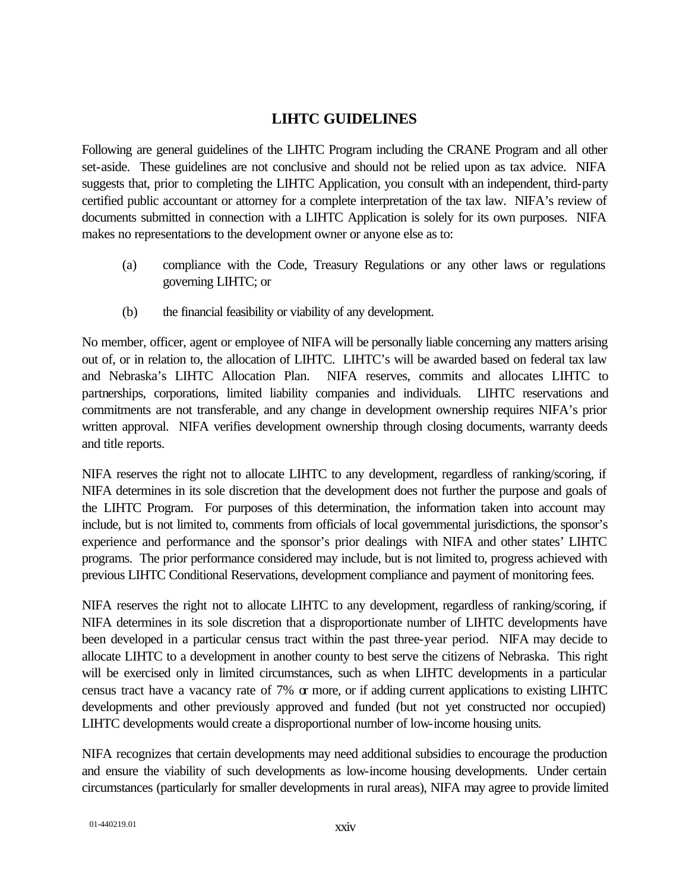# LIHTC GUIDELINES

Following are general guidelines of the LIHTC Program including the CRANE Program and all other set-aside. These guidelines are not conclusive and should not be relied upon as tax advice. NIFA suggests that, prior to completing the LIHTC Application, you consult with an independent, third-party certified public accountant or attorney for a complete interpretation of the tax law. NIFA's review of documents submitted in connection with a LIHTC Application is solely for its own purposes. NIFA makes no representations to the development owner or anyone else as to:

(a) compliance with the Code, Treasury Regulations or any other laws or regulations governing LIHTC; or

(b) the financial feasibility or viability of any development.

No member, officer, agent or employee of NIFA will be personally liable concerning any matters arising out of, or in relation to, the allocation of LIHTC. LIHTC's will be awarded based on federal tax law and Nebraska's LIHTC Allocation Plan. NIFA reserves, commits and allocates LIHTC to partnerships, corporations, limited liability companies and individuals. LIHTC reservations and commitments are not transferable, and any change in development ownership requires NIFA's prior written approval. NIFA verifies development ownership through closing documents, warranty deeds and title reports.

NIFA reserves the right not to allocate LIHTC to any development, regardless of ranking/scoring, if NIFA determines in its sole discretion that the development does not further the purpose and goals of the LIHTC Program. For purposes of this determination, the information taken into account may include, but is not limited to, comments from officials of local governmental jurisdictions, the sponsor's experience and performance and the sponsor's prior dealings with NIFA and other states' LIHTC programs. The prior performance considered may include, but is not limited to, progress achieved with previous LIHTC Conditional Reservations, development compliance and payment of monitoring fees.

NIFA reserves the right not to allocate LIHTC to any development, regardless of ranking/scoring, if NIFA determines in its sole discretion that a disproportionate number of LIHTC developments have been developed in a particular census tract within the past three-year period. NIFA may decide to allocate LIHTC to a development in another county to best serve the citizens of Nebraska. This right will be exercised only in limited circumstances, such as when LIHTC developments in a particular census tract have a vacancy rate of 7% or more, or if adding current applications to existing LIHTC developments and other previously approved and funded (but not yet constructed nor occupied) LIHTC developments would create a disproportional number of low-income housing units.

NIFA recognizes that certain developments may need additional subsidies to encourage the production and ensure the viability of such developments as low-income housing developments. Under certain circumstances (particularly for smaller developments in rural areas), NIFA may agree to provide limited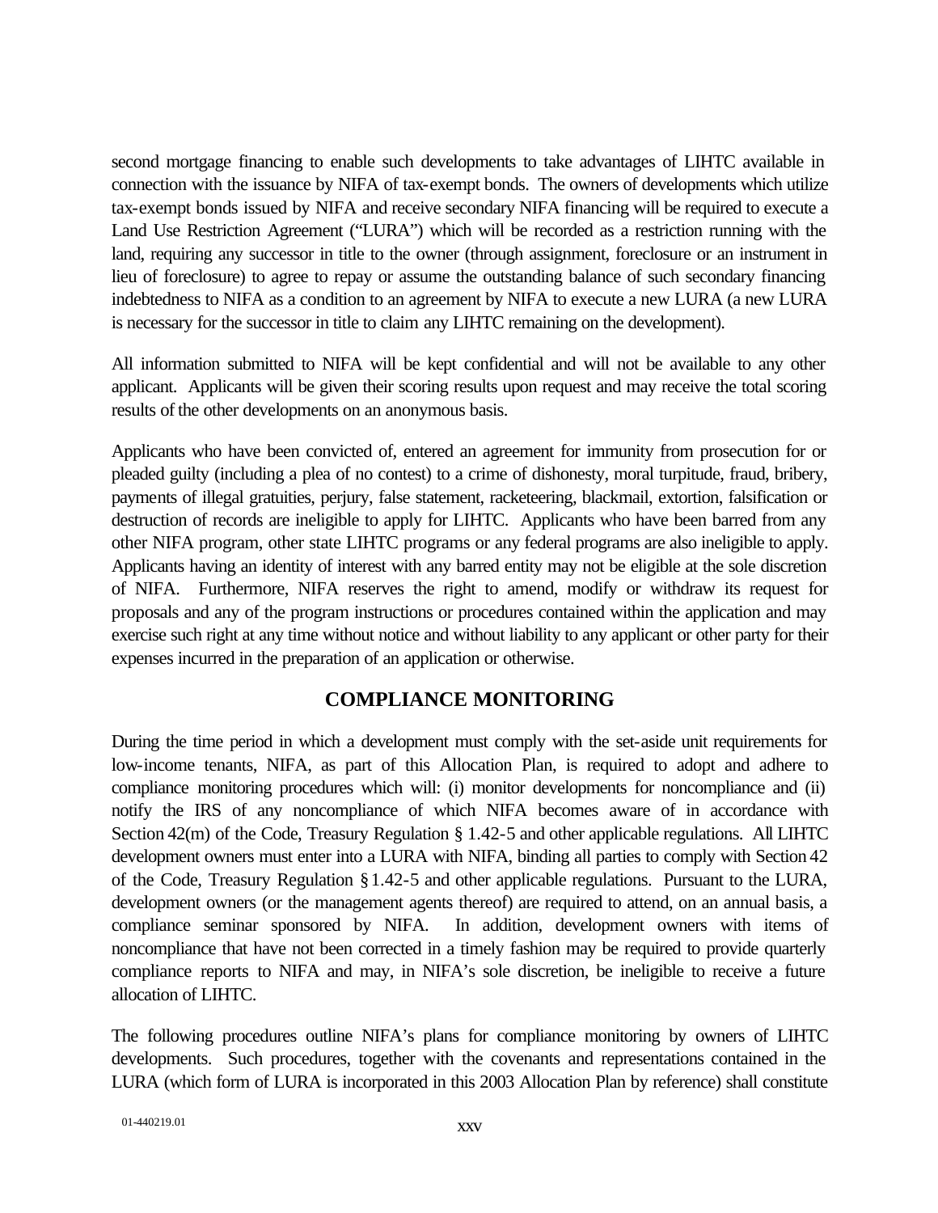second mortgage financing to enable such developments to take advantages of LIHTC available in connection with the issuance by NIFA of tax-exempt bonds. The owners of developments which utilize tax-exempt bonds issued by NIFA and receive secondary NIFA financing will be required to execute a Land Use Restriction Agreement ("LURA") which will be recorded as a restriction running with the land, requiring any successor in title to the owner (through assignment, foreclosure or an instrument in lieu of foreclosure) to agree to repay or assume the outstanding balance of such secondary financing indebtedness to NIFA as a condition to an agreement by NIFA to execute a new LURA (a new LURA is necessary for the successor in title to claim any LIHTC remaining on the development).

All information submitted to NIFA will be kept confidential and will not be available to any other applicant. Applicants will be given their scoring results upon request and may receive the total scoring results of the other developments on an anonymous basis.

Applicants who have been convicted of, entered an agreement for immunity from prosecution for or pleaded guilty (including a plea of no contest) to a crime of dishonesty, moral turpitude, fraud, bribery, payments of illegal gratuities, perjury, false statement, racketeering, blackmail, extortion, falsification or destruction of records are ineligible to apply for LIHTC. Applicants who have been barred from any other NIFA program, other state LIHTC programs or any federal programs are also ineligible to apply. Applicants having an identity of interest with any barred entity may not be eligible at the sole discretion of NIFA. Furthermore, NIFA reserves the right to amend, modify or withdraw its request for proposals and any of the program instructions or procedures contained within the application and may exercise such right at any time without notice and without liability to any applicant or other party for their expenses incurred in the preparation of an application or otherwise.

## COMPLIANCE MONITORING

During the time period in which a development must comply with the set-aside unit requirements for low-income tenants, NIFA, as part of this Allocation Plan, is required to adopt and adhere to compliance monitoring procedures which will: (i) monitor developments for noncompliance and (ii) notify the IRS of any noncompliance of which NIFA becomes aware of in accordance with Section 42(m) of the Code, Treasury Regulation § 1.42-5 and other applicable regulations. All LIHTC development owners must enter into a LURA with NIFA, binding all parties to comply with Section 42 of the Code, Treasury Regulation § 1.42-5 and other applicable regulations. Pursuant to the LURA, development owners (or the management agents thereof) are required to attend, on an annual basis, a compliance seminar sponsored by NIFA. In addition, development owners with items of noncompliance that have not been corrected in a timely fashion may be required to provide quarterly compliance reports to NIFA and may, in NIFA's sole discretion, be ineligible to receive a future allocation of LIHTC.

The following procedures outline NIFA's plans for compliance monitoring by owners of LIHTC developments. Such procedures, together with the covenants and representations contained in the LURA (which form of LURA is incorporated in this 2003 Allocation Plan by reference) shall constitute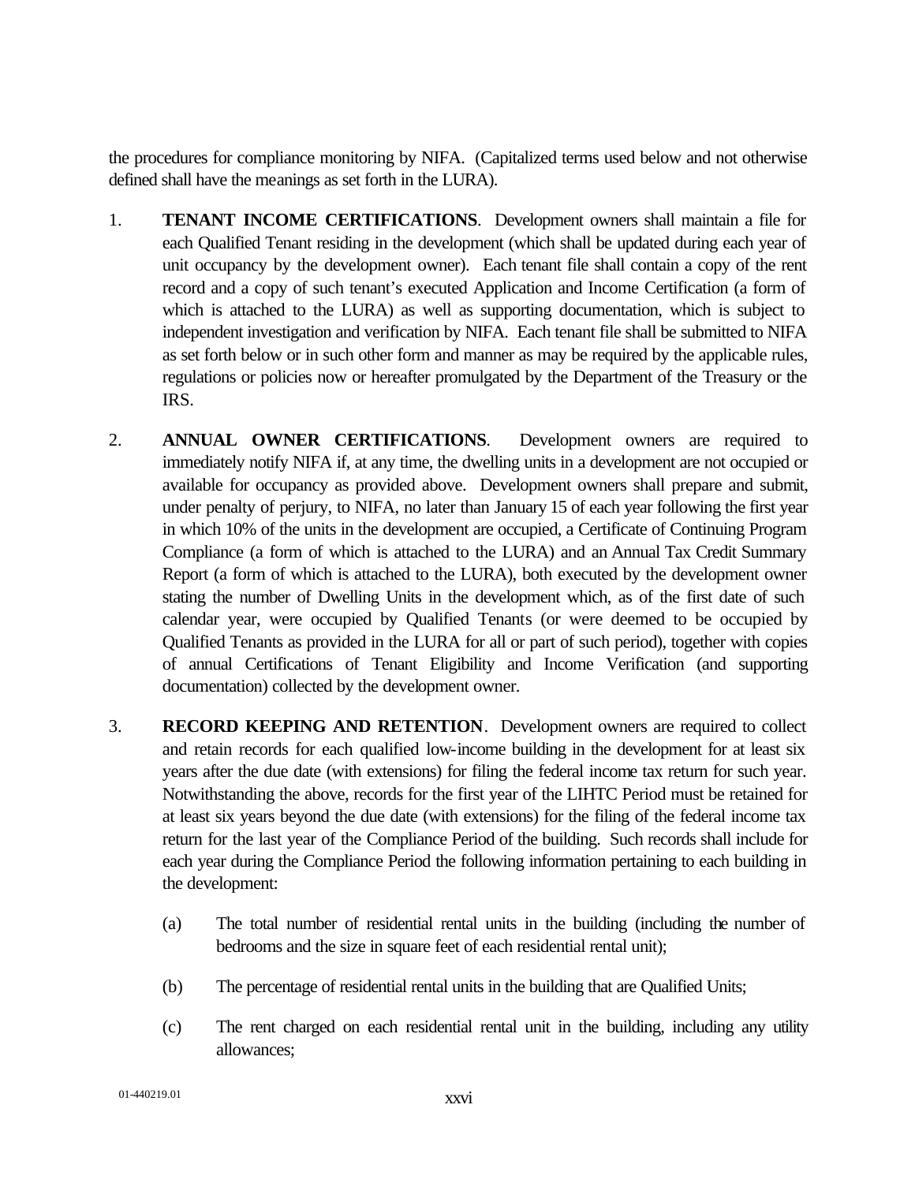the procedures for compliance monitoring by NIFA. (Capitalized terms used below and not otherwise defined shall have the meanings as set forth in the LURA).

1. **TENANT INCOME CERTIFICATIONS**. Development owners shall maintain a file for each Qualified Tenant residing in the development (which shall be updated during each year of unit occupancy by the development owner). Each tenant file shall contain a copy of the rent record and a copy of such tenant's executed Application and Income Certification (a form of which is attached to the LURA) as well as supporting documentation, which is subject to independent investigation and verification by NIFA. Each tenant file shall be submitted to NIFA as set forth below or in such other form and manner as may be required by the applicable rules, regulations or policies now or hereafter promulgated by the Department of the Treasury or the IRS.

2. **ANNUAL OWNER CERTIFICATIONS**. Development owners are required to immediately notify NIFA if, at any time, the dwelling units in a development are not occupied or available for occupancy as provided above. Development owners shall prepare and submit, under penalty of perjury, to NIFA, no later than January 15 of each year following the first year in which 10% of the units in the development are occupied, a Certificate of Continuing Program Compliance (a form of which is attached to the LURA) and an Annual Tax Credit Summary Report (a form of which is attached to the LURA), both executed by the development owner stating the number of Dwelling Units in the development which, as of the first date of such calendar year, were occupied by Qualified Tenants (or were deemed to be occupied by Qualified Tenants as provided in the LURA for all or part of such period), together with copies of annual Certifications of Tenant Eligibility and Income Verification (and supporting documentation) collected by the development owner.

3. **RECORD KEEPING AND RETENTION**. Development owners are required to collect and retain records for each qualified low-income building in the development for at least six years after the due date (with extensions) for filing the federal income tax return for such year. Notwithstanding the above, records for the first year of the LIHTC Period must be retained for at least six years beyond the due date (with extensions) for the filing of the federal income tax return for the last year of the Compliance Period of the building. Such records shall include for each year during the Compliance Period the following information pertaining to each building in the development:

   (a) The total number of residential rental units in the building (including the number of bedrooms and the size in square feet of each residential rental unit);

   (b) The percentage of residential rental units in the building that are Qualified Units;

   (c) The rent charged on each residential rental unit in the building, including any utility allowances;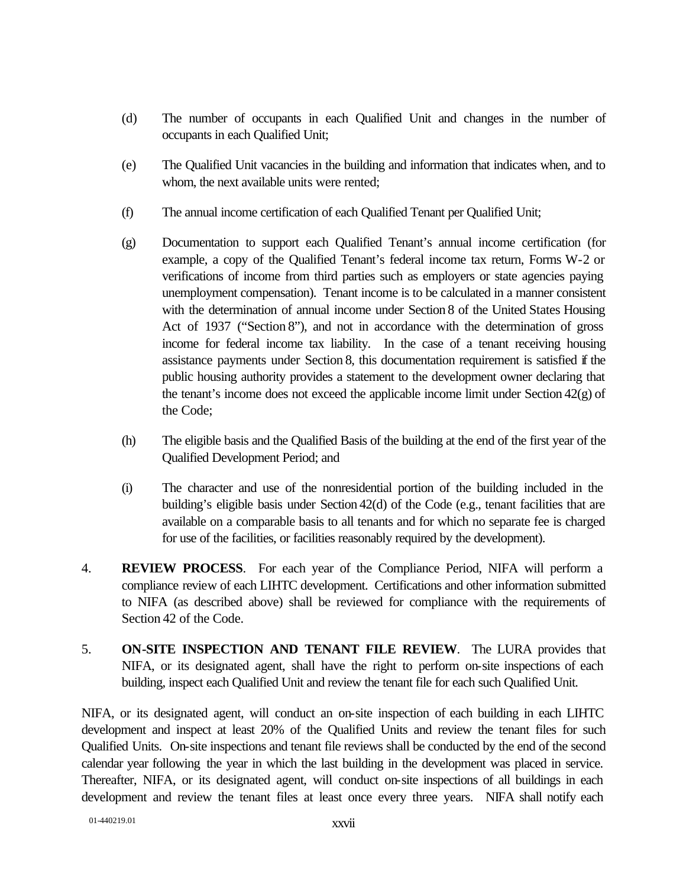(d) The number of occupants in each Qualified Unit and changes in the number of occupants in each Qualified Unit;

(e) The Qualified Unit vacancies in the building and information that indicates when, and to whom, the next available units were rented;

(f) The annual income certification of each Qualified Tenant per Qualified Unit;

(g) Documentation to support each Qualified Tenant's annual income certification (for example, a copy of the Qualified Tenant's federal income tax return, Forms W-2 or verifications of income from third parties such as employers or state agencies paying unemployment compensation). Tenant income is to be calculated in a manner consistent with the determination of annual income under Section 8 of the United States Housing Act of 1937 ("Section 8"), and not in accordance with the determination of gross income for federal income tax liability. In the case of a tenant receiving housing assistance payments under Section 8, this documentation requirement is satisfied if the public housing authority provides a statement to the development owner declaring that the tenant's income does not exceed the applicable income limit under Section 42(g) of the Code;

(h) The eligible basis and the Qualified Basis of the building at the end of the first year of the Qualified Development Period; and

(i) The character and use of the nonresidential portion of the building included in the building's eligible basis under Section 42(d) of the Code (e.g., tenant facilities that are available on a comparable basis to all tenants and for which no separate fee is charged for use of the facilities, or facilities reasonably required by the development).

4. **REVIEW PROCESS**. For each year of the Compliance Period, NIFA will perform a compliance review of each LIHTC development. Certifications and other information submitted to NIFA (as described above) shall be reviewed for compliance with the requirements of Section 42 of the Code.

5. **ON-SITE INSPECTION AND TENANT FILE REVIEW**. The LURA provides that NIFA, or its designated agent, shall have the right to perform on-site inspections of each building, inspect each Qualified Unit and review the tenant file for each such Qualified Unit.

NIFA, or its designated agent, will conduct an on-site inspection of each building in each LIHTC development and inspect at least 20% of the Qualified Units and review the tenant files for such Qualified Units. On-site inspections and tenant file reviews shall be conducted by the end of the second calendar year following the year in which the last building in the development was placed in service. Thereafter, NIFA, or its designated agent, will conduct on-site inspections of all buildings in each development and review the tenant files at least once every three years. NIFA shall notify each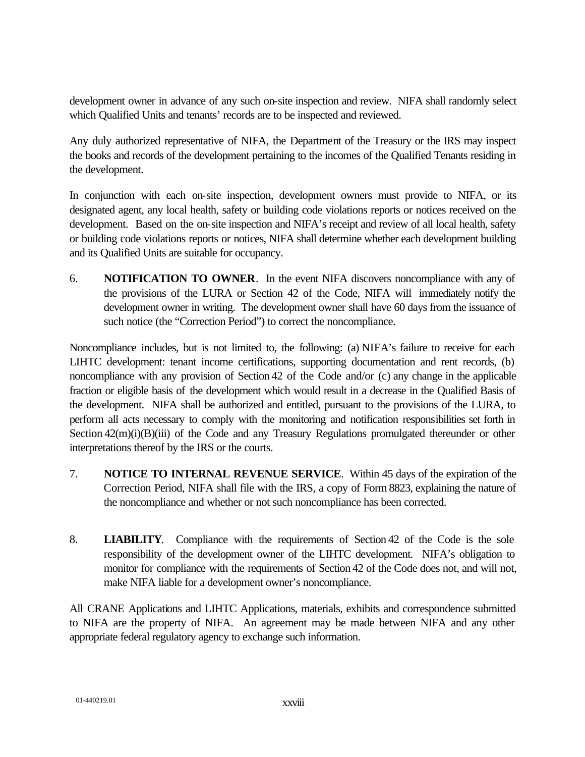development owner in advance of any such on-site inspection and review. NIFA shall randomly select which Qualified Units and tenants' records are to be inspected and reviewed.

Any duly authorized representative of NIFA, the Department of the Treasury or the IRS may inspect the books and records of the development pertaining to the incomes of the Qualified Tenants residing in the development.

In conjunction with each on-site inspection, development owners must provide to NIFA, or its designated agent, any local health, safety or building code violations reports or notices received on the development. Based on the on-site inspection and NIFA's receipt and review of all local health, safety or building code violations reports or notices, NIFA shall determine whether each development building and its Qualified Units are suitable for occupancy.

6. **NOTIFICATION TO OWNER**. In the event NIFA discovers noncompliance with any of the provisions of the LURA or Section 42 of the Code, NIFA will immediately notify the development owner in writing. The development owner shall have 60 days from the issuance of such notice (the "Correction Period") to correct the noncompliance.

Noncompliance includes, but is not limited to, the following: (a) NIFA's failure to receive for each LIHTC development: tenant income certifications, supporting documentation and rent records, (b) noncompliance with any provision of Section 42 of the Code and/or (c) any change in the applicable fraction or eligible basis of the development which would result in a decrease in the Qualified Basis of the development. NIFA shall be authorized and entitled, pursuant to the provisions of the LURA, to perform all acts necessary to comply with the monitoring and notification responsibilities set forth in Section 42(m)(i)(B)(iii) of the Code and any Treasury Regulations promulgated thereunder or other interpretations thereof by the IRS or the courts.

7. **NOTICE TO INTERNAL REVENUE SERVICE**. Within 45 days of the expiration of the Correction Period, NIFA shall file with the IRS, a copy of Form 8823, explaining the nature of the noncompliance and whether or not such noncompliance has been corrected.

8. **LIABILITY**. Compliance with the requirements of Section 42 of the Code is the sole responsibility of the development owner of the LIHTC development. NIFA's obligation to monitor for compliance with the requirements of Section 42 of the Code does not, and will not, make NIFA liable for a development owner's noncompliance.

All CRANE Applications and LIHTC Applications, materials, exhibits and correspondence submitted to NIFA are the property of NIFA. An agreement may be made between NIFA and any other appropriate federal regulatory agency to exchange such information.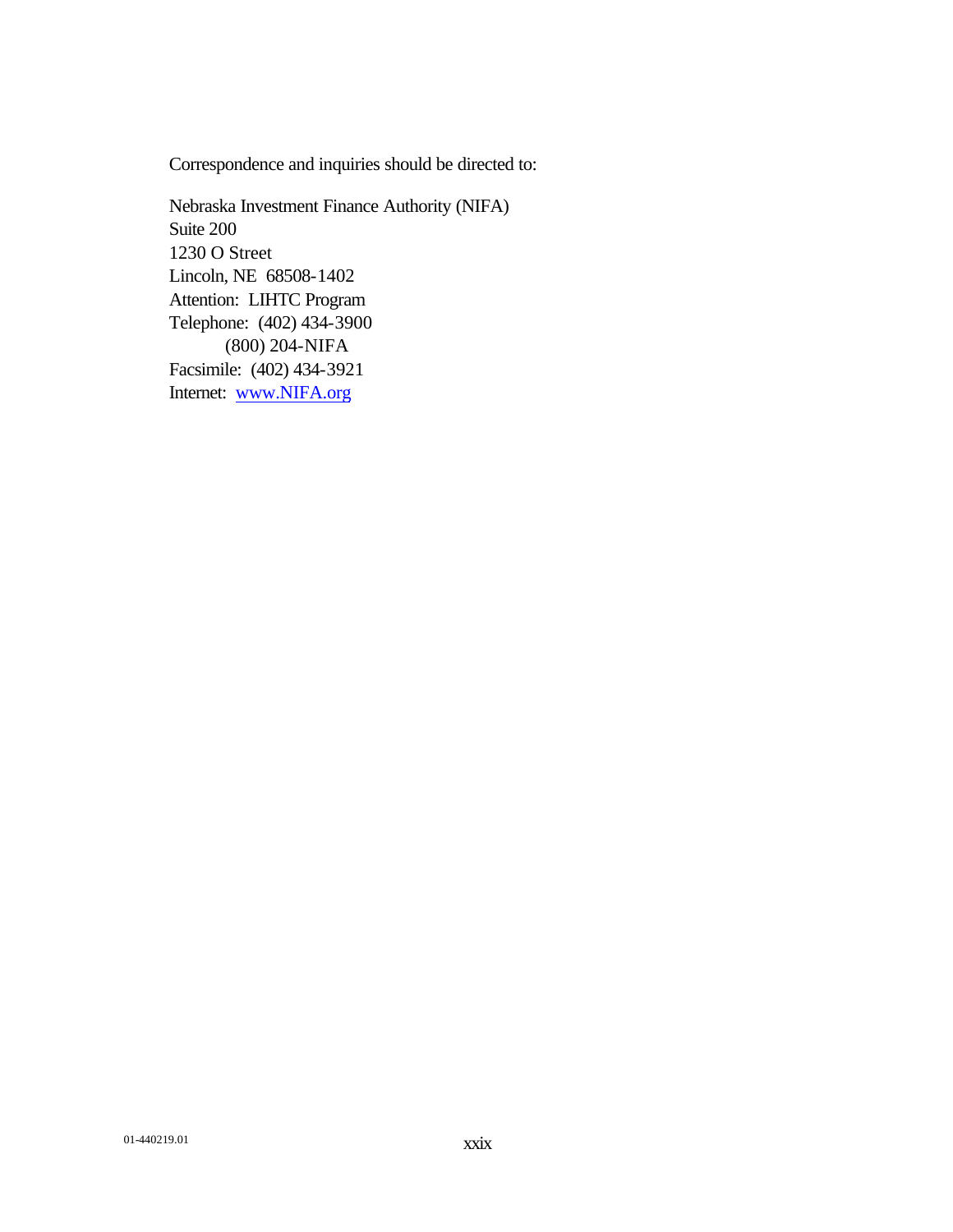Correspondence and inquiries should be directed to:

Nebraska Investment Finance Authority (NIFA)
Suite 200
1230 O Street
Lincoln, NE 68508-1402
Attention: LIHTC Program
Telephone: (402) 434-3900
(800) 204-NIFA
Facsimile: (402) 434-3921
Internet: [www.NIFA.org](http://www.NIFA.org)